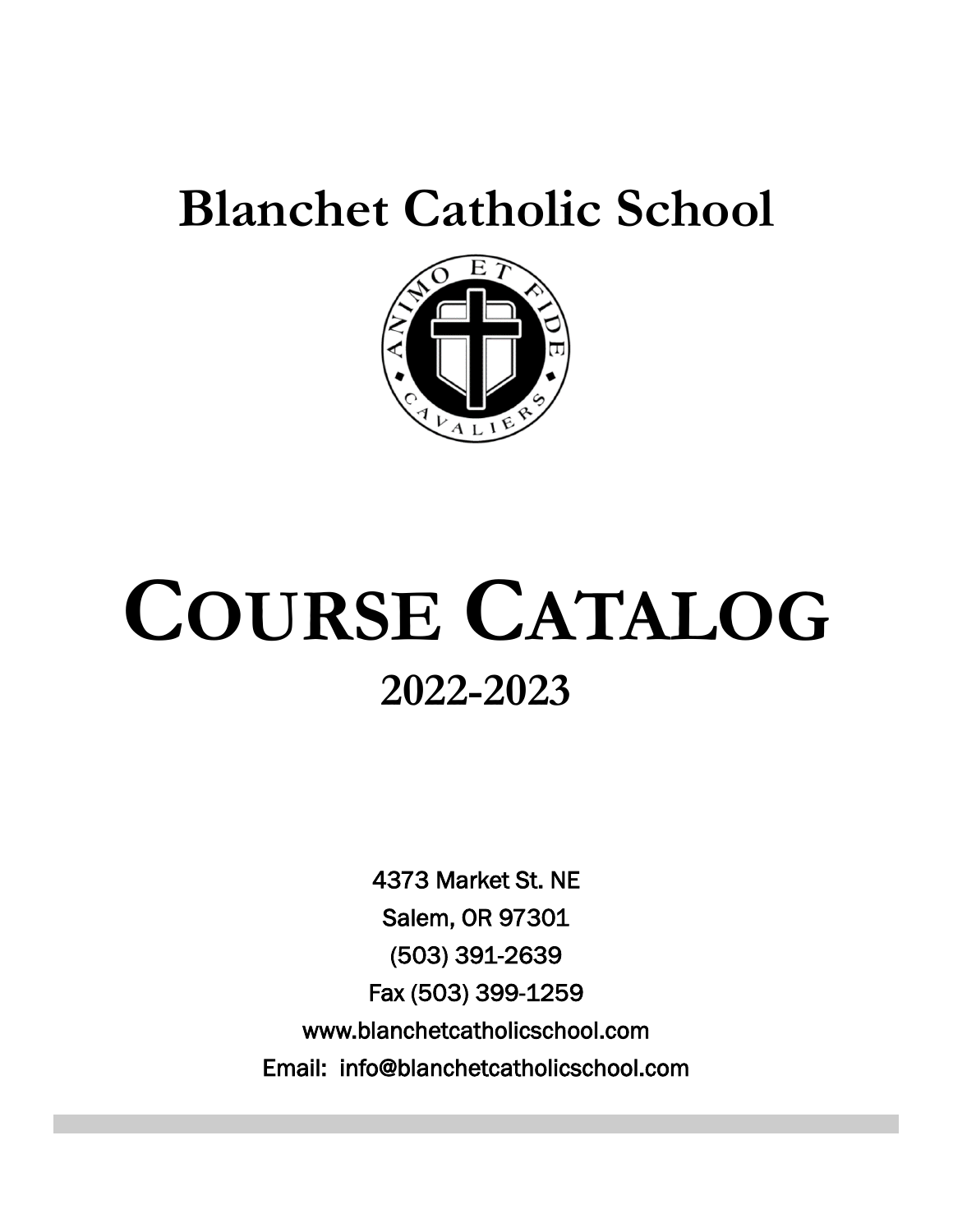# Blanchet Catholic School

# COURSE CATALOG

## 2022-2023

4373 Market St. NE

Salem, OR 97301

(503) 391-2639

Fax (503) 399-1259

www.blanchetcatholicschool.com

Email: info@blanchetcatholicschool.com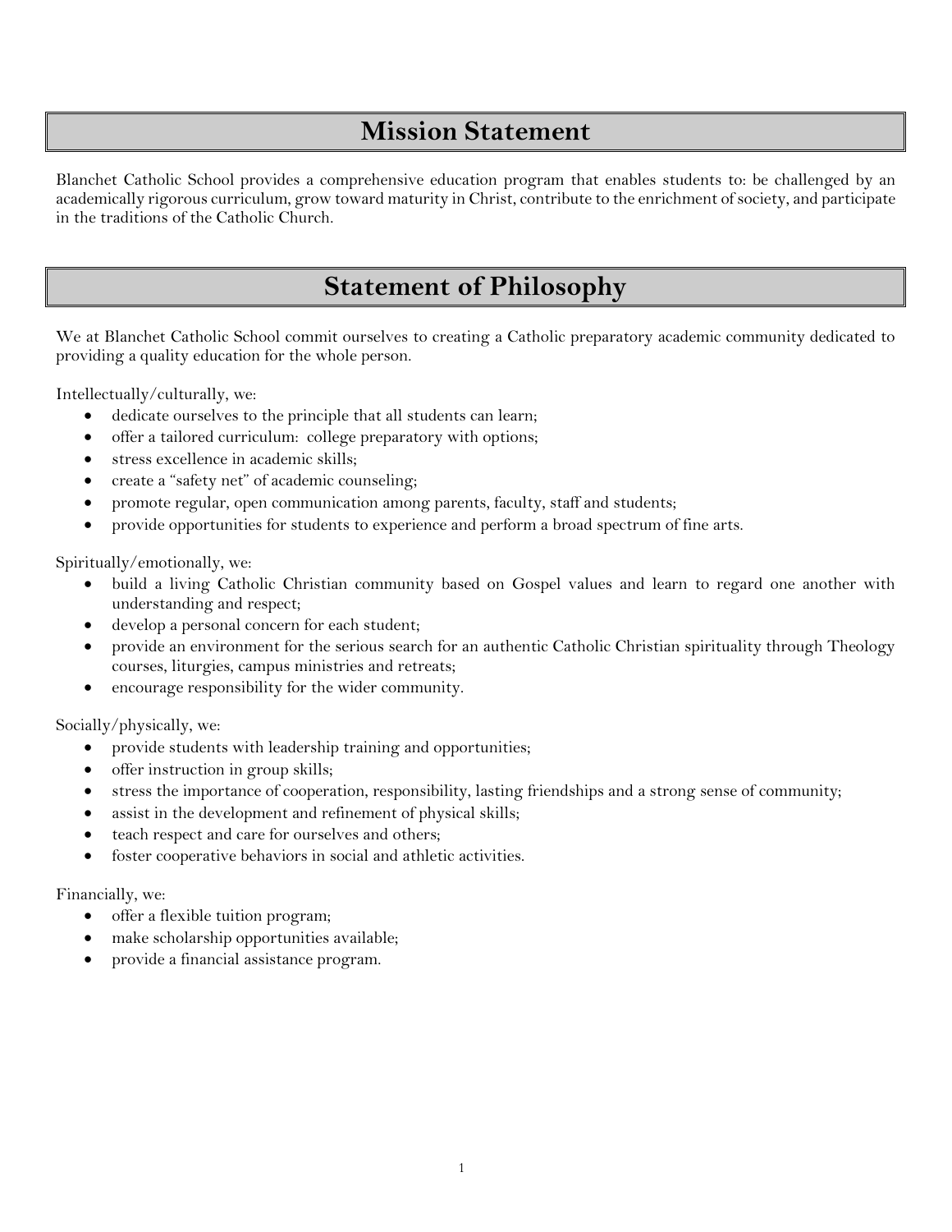# Mission Statement

Blanchet Catholic School provides a comprehensive education program that enables students to: be challenged by an academically rigorous curriculum, grow toward maturity in Christ, contribute to the enrichment of society, and participate in the traditions of the Catholic Church.

# Statement of Philosophy

We at Blanchet Catholic School commit ourselves to creating a Catholic preparatory academic community dedicated to providing a quality education for the whole person.

Intellectually/culturally, we:

- dedicate ourselves to the principle that all students can learn;
- offer a tailored curriculum: college preparatory with options;
- stress excellence in academic skills;
- create a "safety net" of academic counseling;
- promote regular, open communication among parents, faculty, staff and students;
- provide opportunities for students to experience and perform a broad spectrum of fine arts.

Spiritually/emotionally, we:

- build a living Catholic Christian community based on Gospel values and learn to regard one another with understanding and respect;
- develop a personal concern for each student;
- provide an environment for the serious search for an authentic Catholic Christian spirituality through Theology courses, liturgies, campus ministries and retreats;
- encourage responsibility for the wider community.

Socially/physically, we:

- provide students with leadership training and opportunities;
- offer instruction in group skills;
- stress the importance of cooperation, responsibility, lasting friendships and a strong sense of community;
- assist in the development and refinement of physical skills;
- teach respect and care for ourselves and others;
- foster cooperative behaviors in social and athletic activities.

Financially, we:

- offer a flexible tuition program;
- make scholarship opportunities available;
- provide a financial assistance program.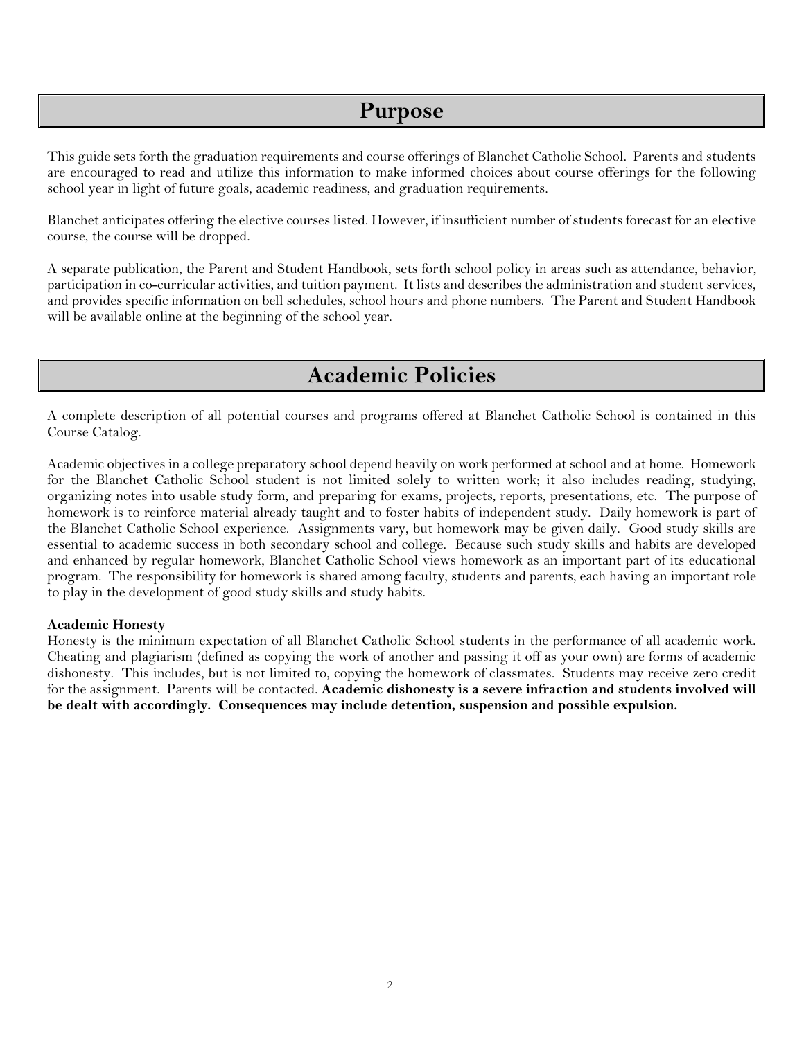# Purpose

This guide sets forth the graduation requirements and course offerings of Blanchet Catholic School. Parents and students are encouraged to read and utilize this information to make informed choices about course offerings for the following school year in light of future goals, academic readiness, and graduation requirements.

Blanchet anticipates offering the elective courses listed. However, if insufficient number of students forecast for an elective course, the course will be dropped.

A separate publication, the Parent and Student Handbook, sets forth school policy in areas such as attendance, behavior, participation in co-curricular activities, and tuition payment. It lists and describes the administration and student services, and provides specific information on bell schedules, school hours and phone numbers. The Parent and Student Handbook will be available online at the beginning of the school year.

# Academic Policies

A complete description of all potential courses and programs offered at Blanchet Catholic School is contained in this Course Catalog.

Academic objectives in a college preparatory school depend heavily on work performed at school and at home. Homework for the Blanchet Catholic School student is not limited solely to written work; it also includes reading, studying, organizing notes into usable study form, and preparing for exams, projects, reports, presentations, etc. The purpose of homework is to reinforce material already taught and to foster habits of independent study. Daily homework is part of the Blanchet Catholic School experience. Assignments vary, but homework may be given daily. Good study skills are essential to academic success in both secondary school and college. Because such study skills and habits are developed and enhanced by regular homework, Blanchet Catholic School views homework as an important part of its educational program. The responsibility for homework is shared among faculty, students and parents, each having an important role to play in the development of good study skills and study habits.

**Academic Honesty**
Honesty is the minimum expectation of all Blanchet Catholic School students in the performance of all academic work. Cheating and plagiarism (defined as copying the work of another and passing it off as your own) are forms of academic dishonesty. This includes, but is not limited to, copying the homework of classmates. Students may receive zero credit for the assignment. Parents will be contacted. **Academic dishonesty is a severe infraction and students involved will be dealt with accordingly. Consequences may include detention, suspension and possible expulsion.**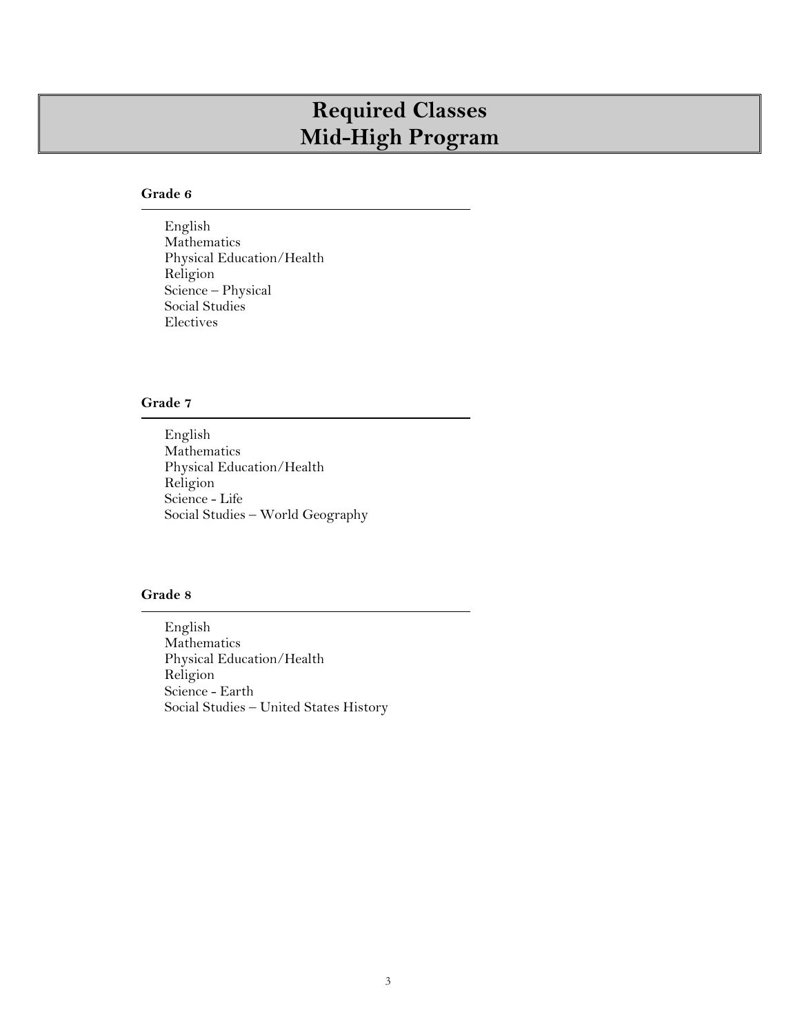# Required Classes
# Mid-High Program

### Grade 6

- English
- Mathematics
- Physical Education/Health
- Religion
- Science – Physical
- Social Studies
- Electives

### Grade 7

- English
- Mathematics
- Physical Education/Health
- Religion
- Science - Life
- Social Studies – World Geography

### Grade 8

- English
- Mathematics
- Physical Education/Health
- Religion
- Science - Earth
- Social Studies – United States History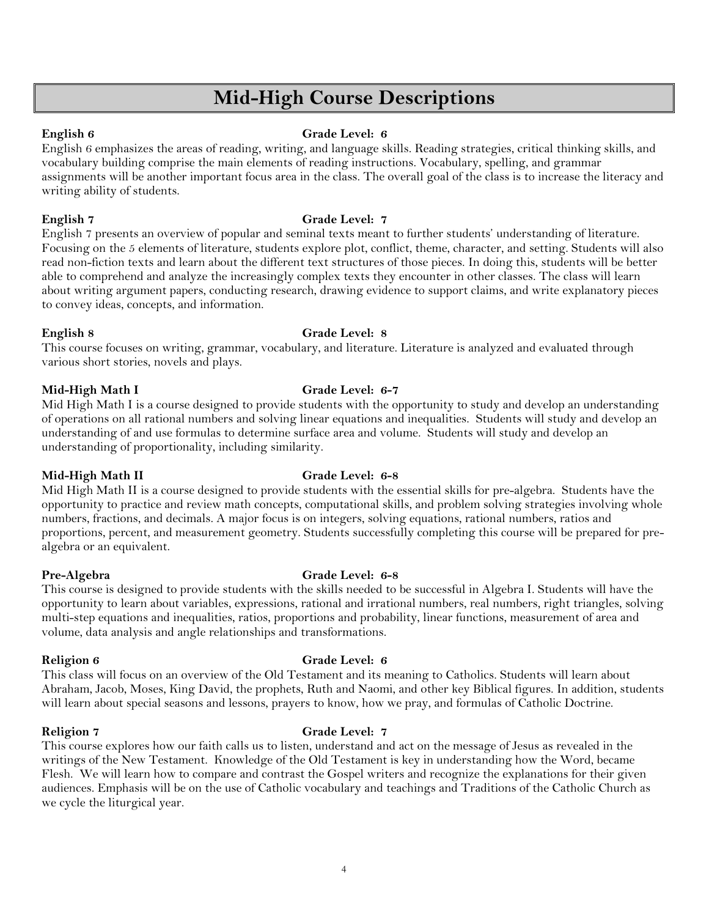# Mid-High Course Descriptions

**English 6** **Grade Level: 6**

English 6 emphasizes the areas of reading, writing, and language skills. Reading strategies, critical thinking skills, and vocabulary building comprise the main elements of reading instructions. Vocabulary, spelling, and grammar assignments will be another important focus area in the class. The overall goal of the class is to increase the literacy and writing ability of students.

**English 7** **Grade Level: 7**

English 7 presents an overview of popular and seminal texts meant to further students' understanding of literature. Focusing on the 5 elements of literature, students explore plot, conflict, theme, character, and setting. Students will also read non-fiction texts and learn about the different text structures of those pieces. In doing this, students will be better able to comprehend and analyze the increasingly complex texts they encounter in other classes. The class will learn about writing argument papers, conducting research, drawing evidence to support claims, and write explanatory pieces to convey ideas, concepts, and information.

**English 8** **Grade Level: 8**

This course focuses on writing, grammar, vocabulary, and literature. Literature is analyzed and evaluated through various short stories, novels and plays.

**Mid-High Math I** **Grade Level: 6-7**

Mid High Math I is a course designed to provide students with the opportunity to study and develop an understanding of operations on all rational numbers and solving linear equations and inequalities. Students will study and develop an understanding of and use formulas to determine surface area and volume. Students will study and develop an understanding of proportionality, including similarity.

**Mid-High Math II** **Grade Level: 6-8**

Mid High Math II is a course designed to provide students with the essential skills for pre-algebra. Students have the opportunity to practice and review math concepts, computational skills, and problem solving strategies involving whole numbers, fractions, and decimals. A major focus is on integers, solving equations, rational numbers, ratios and proportions, percent, and measurement geometry. Students successfully completing this course will be prepared for pre-algebra or an equivalent.

**Pre-Algebra** **Grade Level: 6-8**

This course is designed to provide students with the skills needed to be successful in Algebra I. Students will have the opportunity to learn about variables, expressions, rational and irrational numbers, real numbers, right triangles, solving multi-step equations and inequalities, ratios, proportions and probability, linear functions, measurement of area and volume, data analysis and angle relationships and transformations.

**Religion 6** **Grade Level: 6**

This class will focus on an overview of the Old Testament and its meaning to Catholics. Students will learn about Abraham, Jacob, Moses, King David, the prophets, Ruth and Naomi, and other key Biblical figures. In addition, students will learn about special seasons and lessons, prayers to know, how we pray, and formulas of Catholic Doctrine.

**Religion 7** **Grade Level: 7**

This course explores how our faith calls us to listen, understand and act on the message of Jesus as revealed in the writings of the New Testament. Knowledge of the Old Testament is key in understanding how the Word, became Flesh. We will learn how to compare and contrast the Gospel writers and recognize the explanations for their given audiences. Emphasis will be on the use of Catholic vocabulary and teachings and Traditions of the Catholic Church as we cycle the liturgical year.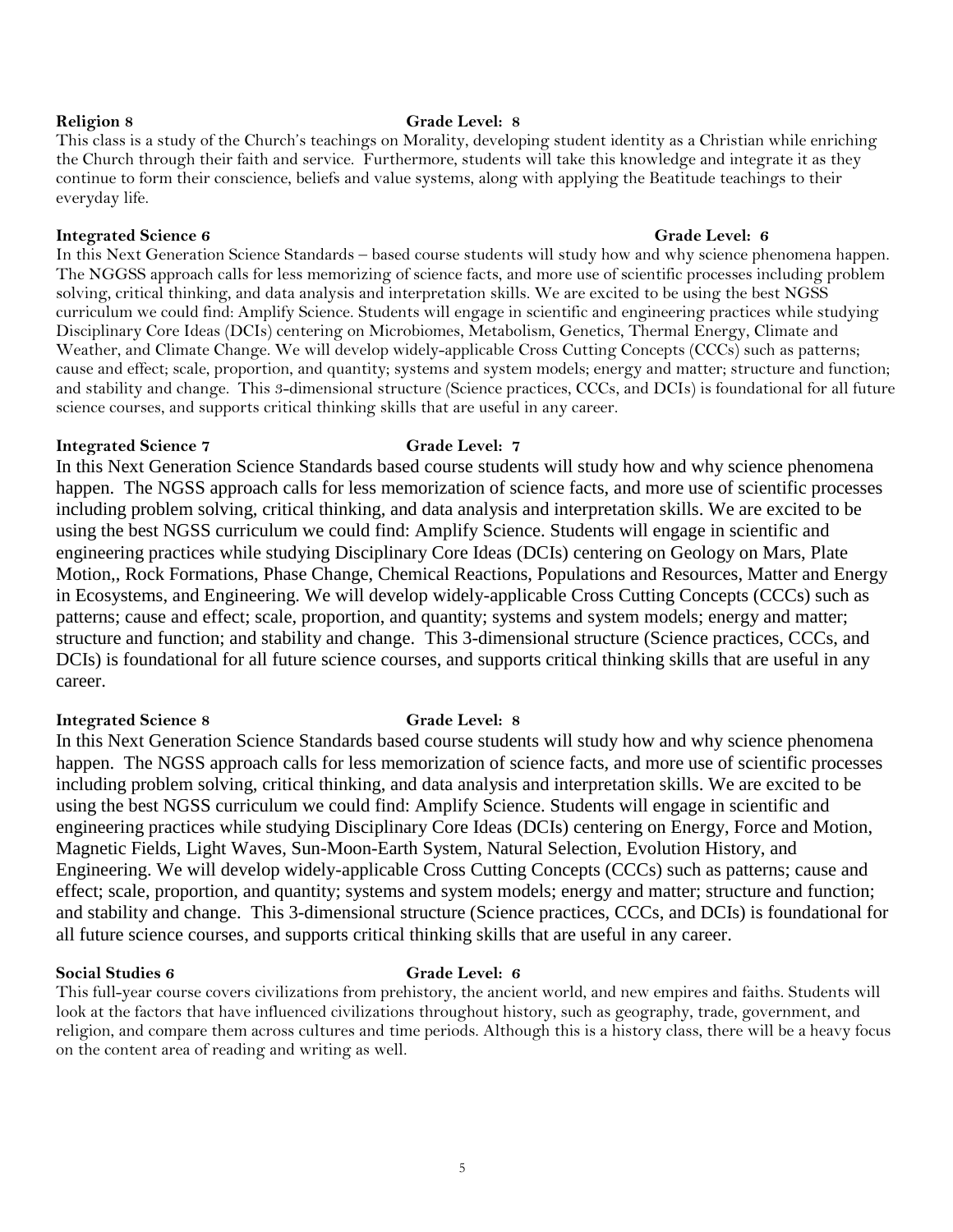**Religion 8** **Grade Level: 8**

This class is a study of the Church's teachings on Morality, developing student identity as a Christian while enriching the Church through their faith and service. Furthermore, students will take this knowledge and integrate it as they continue to form their conscience, beliefs and value systems, along with applying the Beatitude teachings to their everyday life.

**Integrated Science 6** **Grade Level: 6**

In this Next Generation Science Standards – based course students will study how and why science phenomena happen. The NGGSS approach calls for less memorizing of science facts, and more use of scientific processes including problem solving, critical thinking, and data analysis and interpretation skills. We are excited to be using the best NGSS curriculum we could find: Amplify Science. Students will engage in scientific and engineering practices while studying Disciplinary Core Ideas (DCIs) centering on Microbiomes, Metabolism, Genetics, Thermal Energy, Climate and Weather, and Climate Change. We will develop widely-applicable Cross Cutting Concepts (CCCs) such as patterns; cause and effect; scale, proportion, and quantity; systems and system models; energy and matter; structure and function; and stability and change. This 3-dimensional structure (Science practices, CCCs, and DCIs) is foundational for all future science courses, and supports critical thinking skills that are useful in any career.

**Integrated Science 7** **Grade Level: 7**

In this Next Generation Science Standards based course students will study how and why science phenomena happen. The NGSS approach calls for less memorization of science facts, and more use of scientific processes including problem solving, critical thinking, and data analysis and interpretation skills. We are excited to be using the best NGSS curriculum we could find: Amplify Science. Students will engage in scientific and engineering practices while studying Disciplinary Core Ideas (DCIs) centering on Geology on Mars, Plate Motion,, Rock Formations, Phase Change, Chemical Reactions, Populations and Resources, Matter and Energy in Ecosystems, and Engineering. We will develop widely-applicable Cross Cutting Concepts (CCCs) such as patterns; cause and effect; scale, proportion, and quantity; systems and system models; energy and matter; structure and function; and stability and change. This 3-dimensional structure (Science practices, CCCs, and DCIs) is foundational for all future science courses, and supports critical thinking skills that are useful in any career.

**Integrated Science 8** **Grade Level: 8**

In this Next Generation Science Standards based course students will study how and why science phenomena happen. The NGSS approach calls for less memorization of science facts, and more use of scientific processes including problem solving, critical thinking, and data analysis and interpretation skills. We are excited to be using the best NGSS curriculum we could find: Amplify Science. Students will engage in scientific and engineering practices while studying Disciplinary Core Ideas (DCIs) centering on Energy, Force and Motion, Magnetic Fields, Light Waves, Sun-Moon-Earth System, Natural Selection, Evolution History, and Engineering. We will develop widely-applicable Cross Cutting Concepts (CCCs) such as patterns; cause and effect; scale, proportion, and quantity; systems and system models; energy and matter; structure and function; and stability and change. This 3-dimensional structure (Science practices, CCCs, and DCIs) is foundational for all future science courses, and supports critical thinking skills that are useful in any career.

**Social Studies 6** **Grade Level: 6**

This full-year course covers civilizations from prehistory, the ancient world, and new empires and faiths. Students will look at the factors that have influenced civilizations throughout history, such as geography, trade, government, and religion, and compare them across cultures and time periods. Although this is a history class, there will be a heavy focus on the content area of reading and writing as well.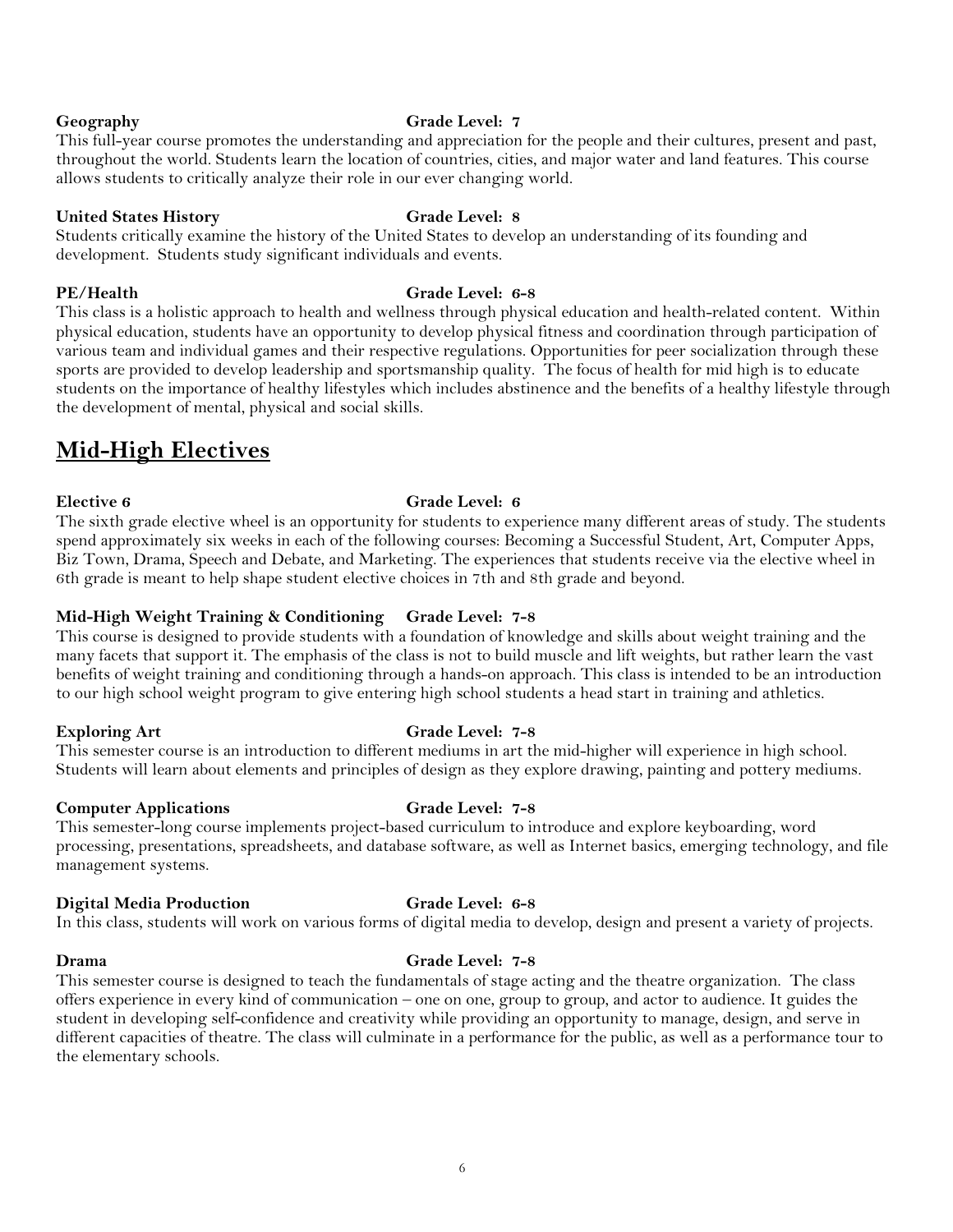**Geography** **Grade Level: 7**

This full-year course promotes the understanding and appreciation for the people and their cultures, present and past, throughout the world. Students learn the location of countries, cities, and major water and land features. This course allows students to critically analyze their role in our ever changing world.

**United States History** **Grade Level: 8**

Students critically examine the history of the United States to develop an understanding of its founding and development. Students study significant individuals and events.

**PE/Health** **Grade Level: 6-8**

This class is a holistic approach to health and wellness through physical education and health-related content. Within physical education, students have an opportunity to develop physical fitness and coordination through participation of various team and individual games and their respective regulations. Opportunities for peer socialization through these sports are provided to develop leadership and sportsmanship quality. The focus of health for mid high is to educate students on the importance of healthy lifestyles which includes abstinence and the benefits of a healthy lifestyle through the development of mental, physical and social skills.

## Mid-High Electives

**Elective 6** **Grade Level: 6**

The sixth grade elective wheel is an opportunity for students to experience many different areas of study. The students spend approximately six weeks in each of the following courses: Becoming a Successful Student, Art, Computer Apps, Biz Town, Drama, Speech and Debate, and Marketing. The experiences that students receive via the elective wheel in 6th grade is meant to help shape student elective choices in 7th and 8th grade and beyond.

**Mid-High Weight Training & Conditioning** **Grade Level: 7-8**

This course is designed to provide students with a foundation of knowledge and skills about weight training and the many facets that support it. The emphasis of the class is not to build muscle and lift weights, but rather learn the vast benefits of weight training and conditioning through a hands-on approach. This class is intended to be an introduction to our high school weight program to give entering high school students a head start in training and athletics.

**Exploring Art** **Grade Level: 7-8**

This semester course is an introduction to different mediums in art the mid-higher will experience in high school. Students will learn about elements and principles of design as they explore drawing, painting and pottery mediums.

**Computer Applications** **Grade Level: 7-8**

This semester-long course implements project-based curriculum to introduce and explore keyboarding, word processing, presentations, spreadsheets, and database software, as well as Internet basics, emerging technology, and file management systems.

**Digital Media Production** **Grade Level: 6-8**

In this class, students will work on various forms of digital media to develop, design and present a variety of projects.

**Drama** **Grade Level: 7-8**

This semester course is designed to teach the fundamentals of stage acting and the theatre organization. The class offers experience in every kind of communication – one on one, group to group, and actor to audience. It guides the student in developing self-confidence and creativity while providing an opportunity to manage, design, and serve in different capacities of theatre. The class will culminate in a performance for the public, as well as a performance tour to the elementary schools.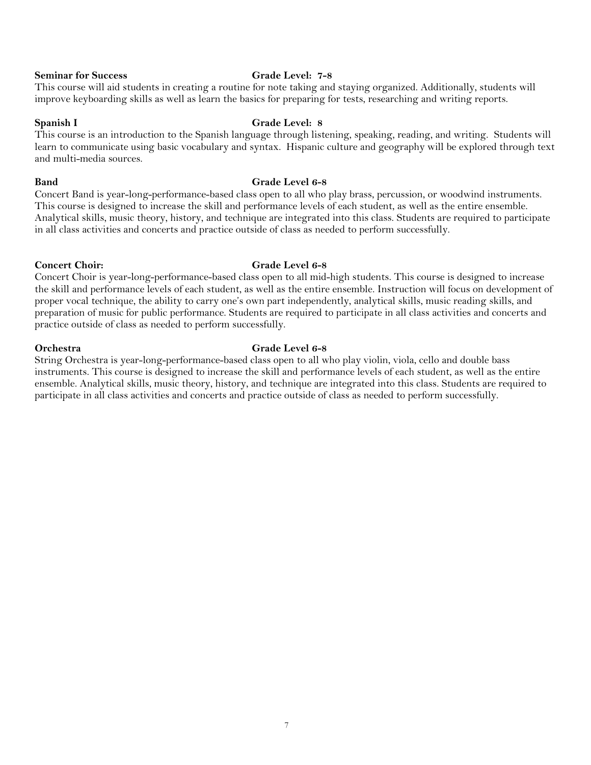**Seminar for Success** **Grade Level: 7-8**

This course will aid students in creating a routine for note taking and staying organized. Additionally, students will improve keyboarding skills as well as learn the basics for preparing for tests, researching and writing reports.

**Spanish I** **Grade Level: 8**

This course is an introduction to the Spanish language through listening, speaking, reading, and writing. Students will learn to communicate using basic vocabulary and syntax. Hispanic culture and geography will be explored through text and multi-media sources.

**Band** **Grade Level 6-8**

Concert Band is year-long-performance-based class open to all who play brass, percussion, or woodwind instruments. This course is designed to increase the skill and performance levels of each student, as well as the entire ensemble. Analytical skills, music theory, history, and technique are integrated into this class. Students are required to participate in all class activities and concerts and practice outside of class as needed to perform successfully.

**Concert Choir:** **Grade Level 6-8**

Concert Choir is year-long-performance-based class open to all mid-high students. This course is designed to increase the skill and performance levels of each student, as well as the entire ensemble. Instruction will focus on development of proper vocal technique, the ability to carry one's own part independently, analytical skills, music reading skills, and preparation of music for public performance. Students are required to participate in all class activities and concerts and practice outside of class as needed to perform successfully.

**Orchestra** **Grade Level 6-8**

String Orchestra is year-long-performance-based class open to all who play violin, viola, cello and double bass instruments. This course is designed to increase the skill and performance levels of each student, as well as the entire ensemble. Analytical skills, music theory, history, and technique are integrated into this class. Students are required to participate in all class activities and concerts and practice outside of class as needed to perform successfully.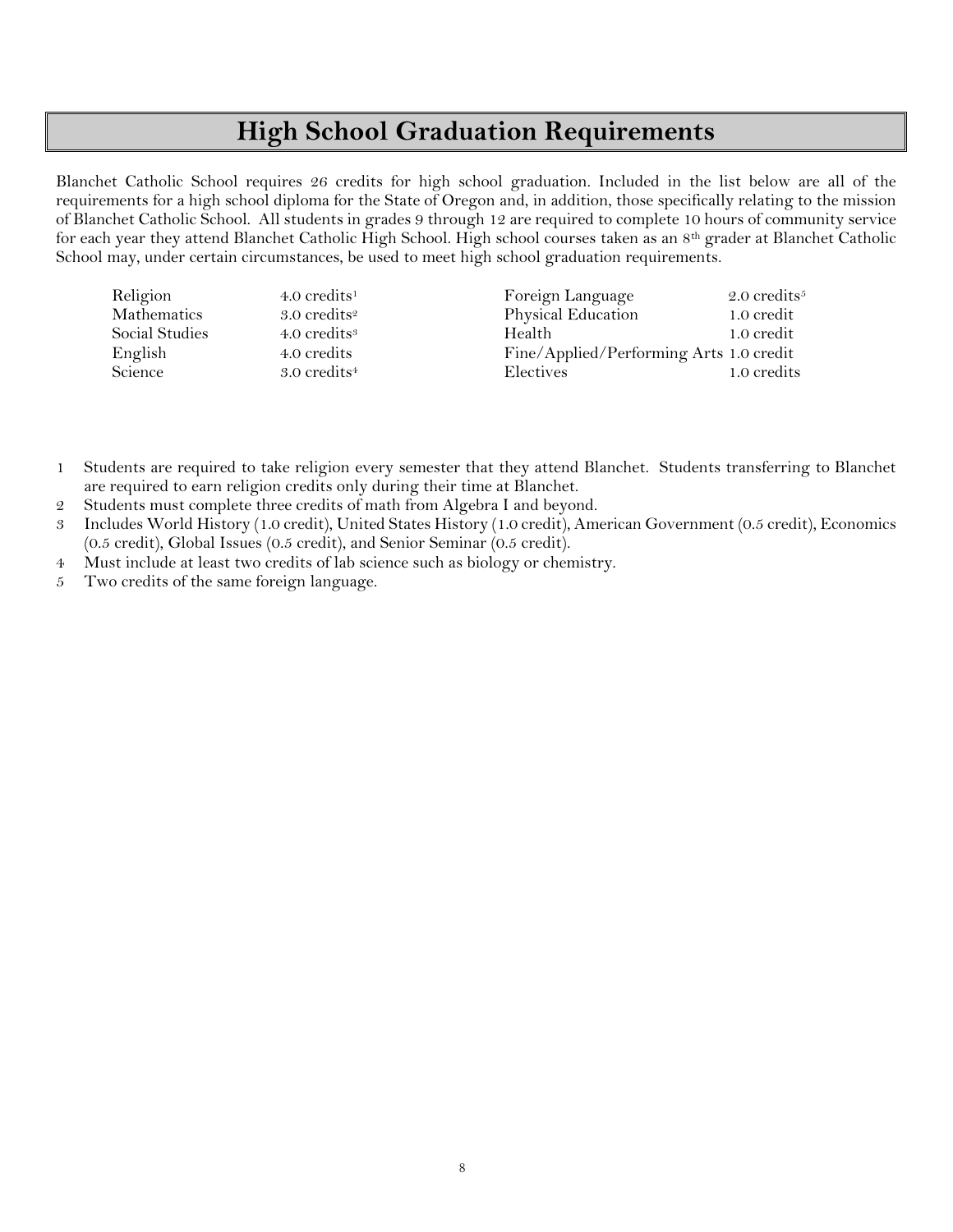# High School Graduation Requirements

Blanchet Catholic School requires 26 credits for high school graduation. Included in the list below are all of the requirements for a high school diploma for the State of Oregon and, in addition, those specifically relating to the mission of Blanchet Catholic School. All students in grades 9 through 12 are required to complete 10 hours of community service for each year they attend Blanchet Catholic High School. High school courses taken as an 8th grader at Blanchet Catholic School may, under certain circumstances, be used to meet high school graduation requirements.

| Subject | Credits | Subject | Credits |
| --- | --- | --- | --- |
| Religion | 4.0 credits[1] | Foreign Language | 2.0 credits[5] |
| Mathematics | 3.0 credits[2] | Physical Education | 1.0 credit |
| Social Studies | 4.0 credits[3] | Health | 1.0 credit |
| English | 4.0 credits | Fine/Applied/Performing Arts | 1.0 credit |
| Science | 3.0 credits[4] | Electives | 1.0 credits |

1. Students are required to take religion every semester that they attend Blanchet. Students transferring to Blanchet are required to earn religion credits only during their time at Blanchet.
2. Students must complete three credits of math from Algebra I and beyond.
3. Includes World History (1.0 credit), United States History (1.0 credit), American Government (0.5 credit), Economics (0.5 credit), Global Issues (0.5 credit), and Senior Seminar (0.5 credit).
4. Must include at least two credits of lab science such as biology or chemistry.
5. Two credits of the same foreign language.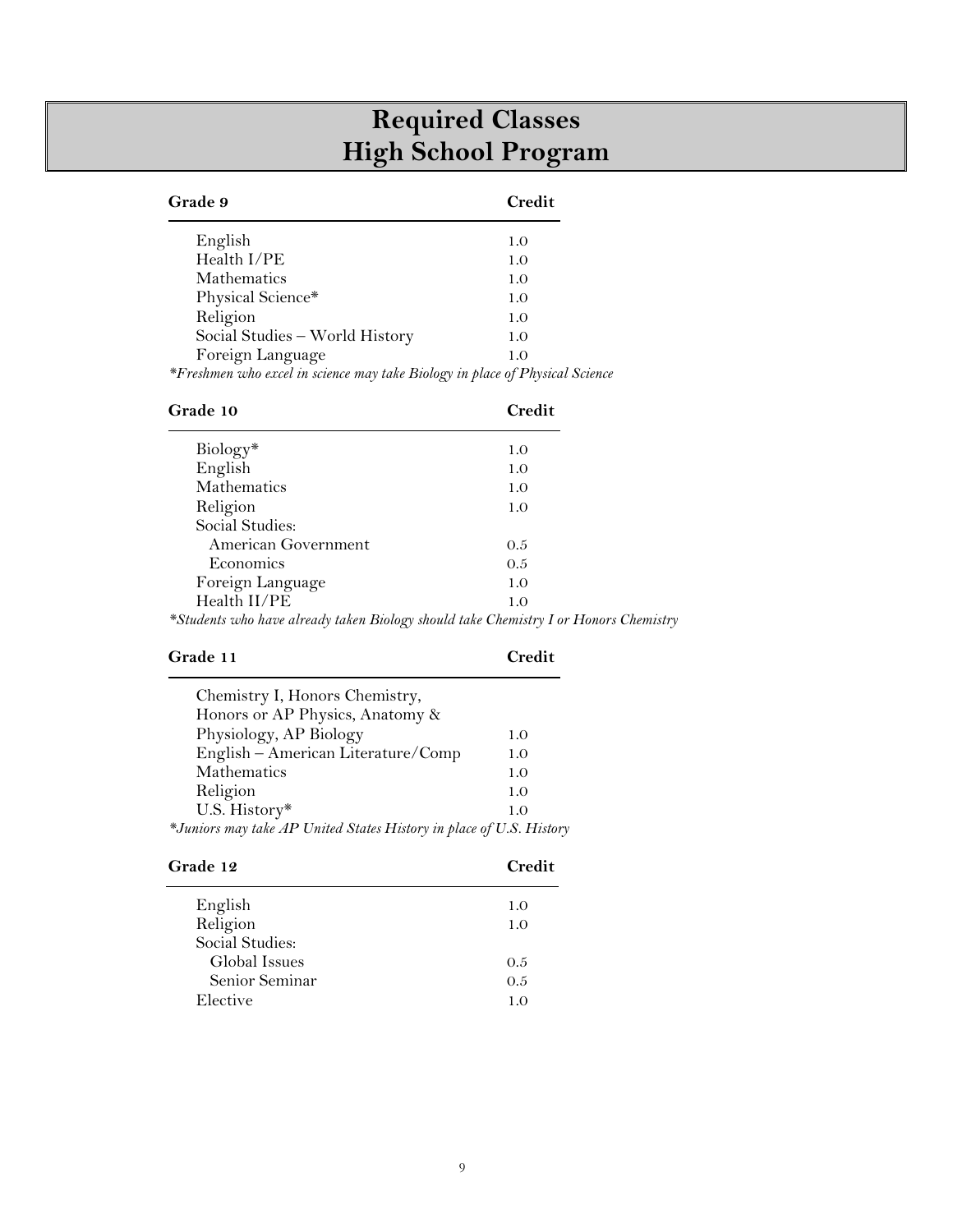# Required Classes
# High School Program

| Grade 9 | Credit |
| --- | --- |
| English | 1.0 |
| Health I/PE | 1.0 |
| Mathematics | 1.0 |
| Physical Science* | 1.0 |
| Religion | 1.0 |
| Social Studies – World History | 1.0 |
| Foreign Language | 1.0 |

*\*Freshmen who excel in science may take Biology in place of Physical Science*

| Grade 10 | Credit |
| --- | --- |
| Biology* | 1.0 |
| English | 1.0 |
| Mathematics | 1.0 |
| Religion | 1.0 |
| Social Studies: | |
| American Government | 0.5 |
| Economics | 0.5 |
| Foreign Language | 1.0 |
| Health II/PE | 1.0 |

*\*Students who have already taken Biology should take Chemistry I or Honors Chemistry*

| Grade 11 | Credit |
| --- | --- |
| Chemistry I, Honors Chemistry, Honors or AP Physics, Anatomy & Physiology, AP Biology | 1.0 |
| English – American Literature/Comp | 1.0 |
| Mathematics | 1.0 |
| Religion | 1.0 |
| U.S. History* | 1.0 |

*\*Juniors may take AP United States History in place of U.S. History*

| Grade 12 | Credit |
| --- | --- |
| English | 1.0 |
| Religion | 1.0 |
| Social Studies: | |
| Global Issues | 0.5 |
| Senior Seminar | 0.5 |
| Elective | 1.0 |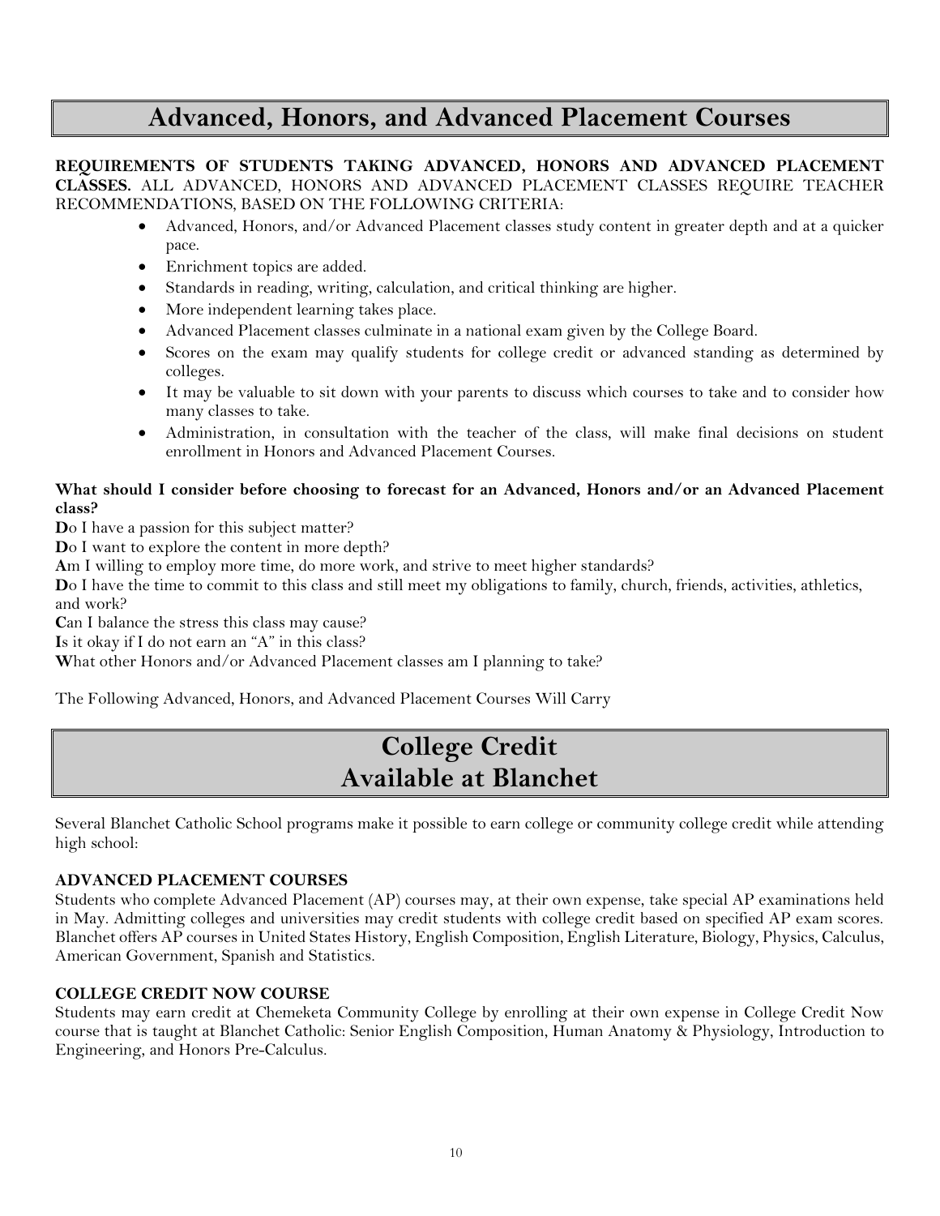# Advanced, Honors, and Advanced Placement Courses

**REQUIREMENTS OF STUDENTS TAKING ADVANCED, HONORS AND ADVANCED PLACEMENT CLASSES.** ALL ADVANCED, HONORS AND ADVANCED PLACEMENT CLASSES REQUIRE TEACHER RECOMMENDATIONS, BASED ON THE FOLLOWING CRITERIA:

- Advanced, Honors, and/or Advanced Placement classes study content in greater depth and at a quicker pace.
- Enrichment topics are added.
- Standards in reading, writing, calculation, and critical thinking are higher.
- More independent learning takes place.
- Advanced Placement classes culminate in a national exam given by the College Board.
- Scores on the exam may qualify students for college credit or advanced standing as determined by colleges.
- It may be valuable to sit down with your parents to discuss which courses to take and to consider how many classes to take.
- Administration, in consultation with the teacher of the class, will make final decisions on student enrollment in Honors and Advanced Placement Courses.

**What should I consider before choosing to forecast for an Advanced, Honors and/or an Advanced Placement class?**

**D**o I have a passion for this subject matter?
**D**o I want to explore the content in more depth?
**A**m I willing to employ more time, do more work, and strive to meet higher standards?
**D**o I have the time to commit to this class and still meet my obligations to family, church, friends, activities, athletics, and work?
**C**an I balance the stress this class may cause?
**I**s it okay if I do not earn an "A" in this class?
**W**hat other Honors and/or Advanced Placement classes am I planning to take?

The Following Advanced, Honors, and Advanced Placement Courses Will Carry

# College Credit Available at Blanchet

Several Blanchet Catholic School programs make it possible to earn college or community college credit while attending high school:

**ADVANCED PLACEMENT COURSES**
Students who complete Advanced Placement (AP) courses may, at their own expense, take special AP examinations held in May. Admitting colleges and universities may credit students with college credit based on specified AP exam scores. Blanchet offers AP courses in United States History, English Composition, English Literature, Biology, Physics, Calculus, American Government, Spanish and Statistics.

**COLLEGE CREDIT NOW COURSE**
Students may earn credit at Chemeketa Community College by enrolling at their own expense in College Credit Now course that is taught at Blanchet Catholic: Senior English Composition, Human Anatomy & Physiology, Introduction to Engineering, and Honors Pre-Calculus.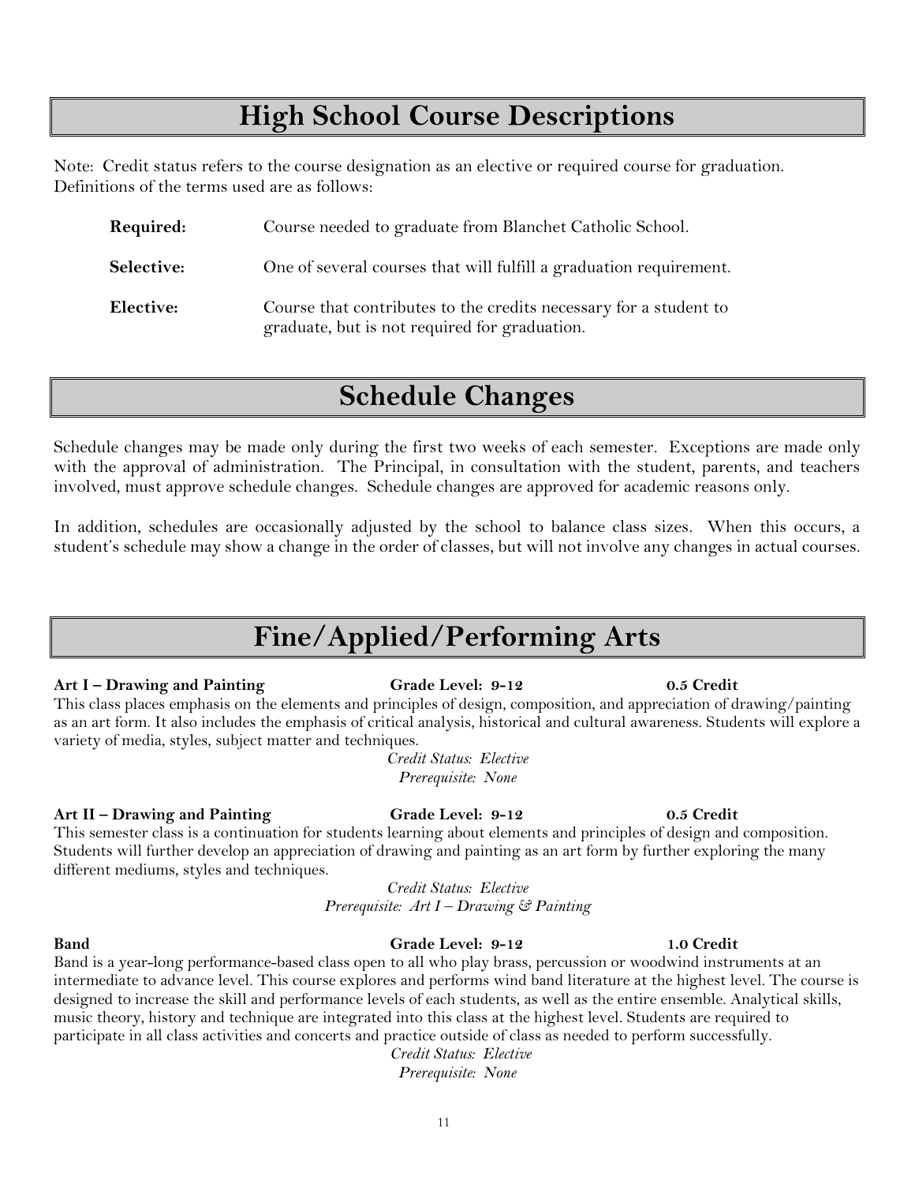# High School Course Descriptions

Note: Credit status refers to the course designation as an elective or required course for graduation. Definitions of the terms used are as follows:

**Required:** Course needed to graduate from Blanchet Catholic School.

**Selective:** One of several courses that will fulfill a graduation requirement.

**Elective:** Course that contributes to the credits necessary for a student to graduate, but is not required for graduation.

# Schedule Changes

Schedule changes may be made only during the first two weeks of each semester. Exceptions are made only with the approval of administration. The Principal, in consultation with the student, parents, and teachers involved, must approve schedule changes. Schedule changes are approved for academic reasons only.

In addition, schedules are occasionally adjusted by the school to balance class sizes. When this occurs, a student's schedule may show a change in the order of classes, but will not involve any changes in actual courses.

# Fine/Applied/Performing Arts

**Art I – Drawing and Painting** **Grade Level: 9-12** **0.5 Credit**

This class places emphasis on the elements and principles of design, composition, and appreciation of drawing/painting as an art form. It also includes the emphasis of critical analysis, historical and cultural awareness. Students will explore a variety of media, styles, subject matter and techniques.

*Credit Status: Elective*
*Prerequisite: None*

**Art II – Drawing and Painting** **Grade Level: 9-12** **0.5 Credit**

This semester class is a continuation for students learning about elements and principles of design and composition. Students will further develop an appreciation of drawing and painting as an art form by further exploring the many different mediums, styles and techniques.

*Credit Status: Elective*
*Prerequisite: Art I – Drawing & Painting*

**Band** **Grade Level: 9-12** **1.0 Credit**

Band is a year-long performance-based class open to all who play brass, percussion or woodwind instruments at an intermediate to advance level. This course explores and performs wind band literature at the highest level. The course is designed to increase the skill and performance levels of each students, as well as the entire ensemble. Analytical skills, music theory, history and technique are integrated into this class at the highest level. Students are required to participate in all class activities and concerts and practice outside of class as needed to perform successfully.

*Credit Status: Elective*
*Prerequisite: None*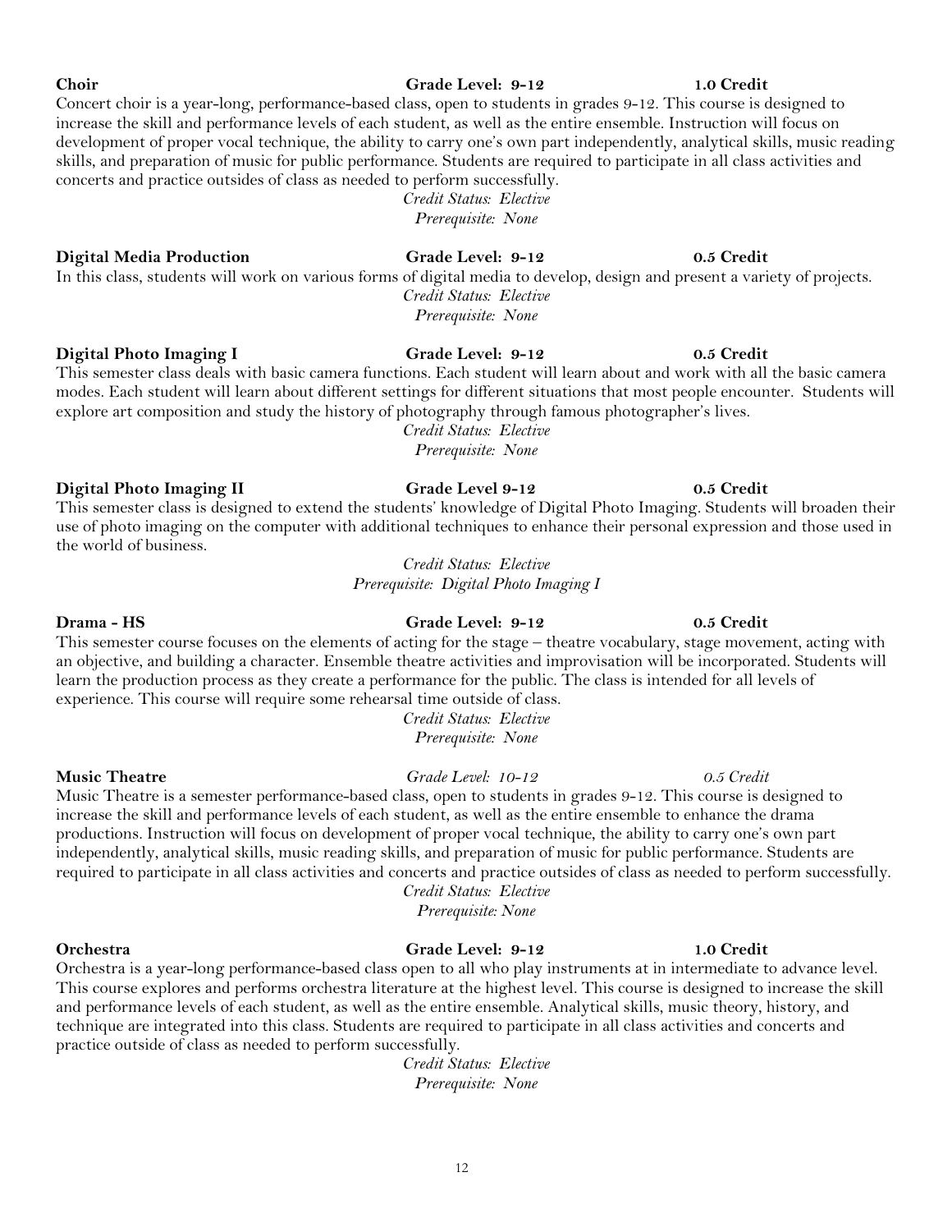**Choir** **Grade Level: 9-12** **1.0 Credit**

Concert choir is a year-long, performance-based class, open to students in grades 9-12. This course is designed to increase the skill and performance levels of each student, as well as the entire ensemble. Instruction will focus on development of proper vocal technique, the ability to carry one's own part independently, analytical skills, music reading skills, and preparation of music for public performance. Students are required to participate in all class activities and concerts and practice outsides of class as needed to perform successfully.

*Credit Status: Elective*
*Prerequisite: None*

**Digital Media Production** **Grade Level: 9-12** **0.5 Credit**

In this class, students will work on various forms of digital media to develop, design and present a variety of projects.

*Credit Status: Elective*
*Prerequisite: None*

**Digital Photo Imaging I** **Grade Level: 9-12** **0.5 Credit**

This semester class deals with basic camera functions. Each student will learn about and work with all the basic camera modes. Each student will learn about different settings for different situations that most people encounter. Students will explore art composition and study the history of photography through famous photographer's lives.

*Credit Status: Elective*
*Prerequisite: None*

**Digital Photo Imaging II** **Grade Level 9-12** **0.5 Credit**

This semester class is designed to extend the students' knowledge of Digital Photo Imaging. Students will broaden their use of photo imaging on the computer with additional techniques to enhance their personal expression and those used in the world of business.

*Credit Status: Elective*
*Prerequisite: Digital Photo Imaging I*

**Drama - HS** **Grade Level: 9-12** **0.5 Credit**

This semester course focuses on the elements of acting for the stage – theatre vocabulary, stage movement, acting with an objective, and building a character. Ensemble theatre activities and improvisation will be incorporated. Students will learn the production process as they create a performance for the public. The class is intended for all levels of experience. This course will require some rehearsal time outside of class.

*Credit Status: Elective*
*Prerequisite: None*

**Music Theatre** *Grade Level: 10-12* *0.5 Credit*

Music Theatre is a semester performance-based class, open to students in grades 9-12. This course is designed to increase the skill and performance levels of each student, as well as the entire ensemble to enhance the drama productions. Instruction will focus on development of proper vocal technique, the ability to carry one's own part independently, analytical skills, music reading skills, and preparation of music for public performance. Students are required to participate in all class activities and concerts and practice outsides of class as needed to perform successfully.

*Credit Status: Elective*
*Prerequisite: None*

**Orchestra** **Grade Level: 9-12** **1.0 Credit**

Orchestra is a year-long performance-based class open to all who play instruments at in intermediate to advance level. This course explores and performs orchestra literature at the highest level. This course is designed to increase the skill and performance levels of each student, as well as the entire ensemble. Analytical skills, music theory, history, and technique are integrated into this class. Students are required to participate in all class activities and concerts and practice outside of class as needed to perform successfully.

*Credit Status: Elective*
*Prerequisite: None*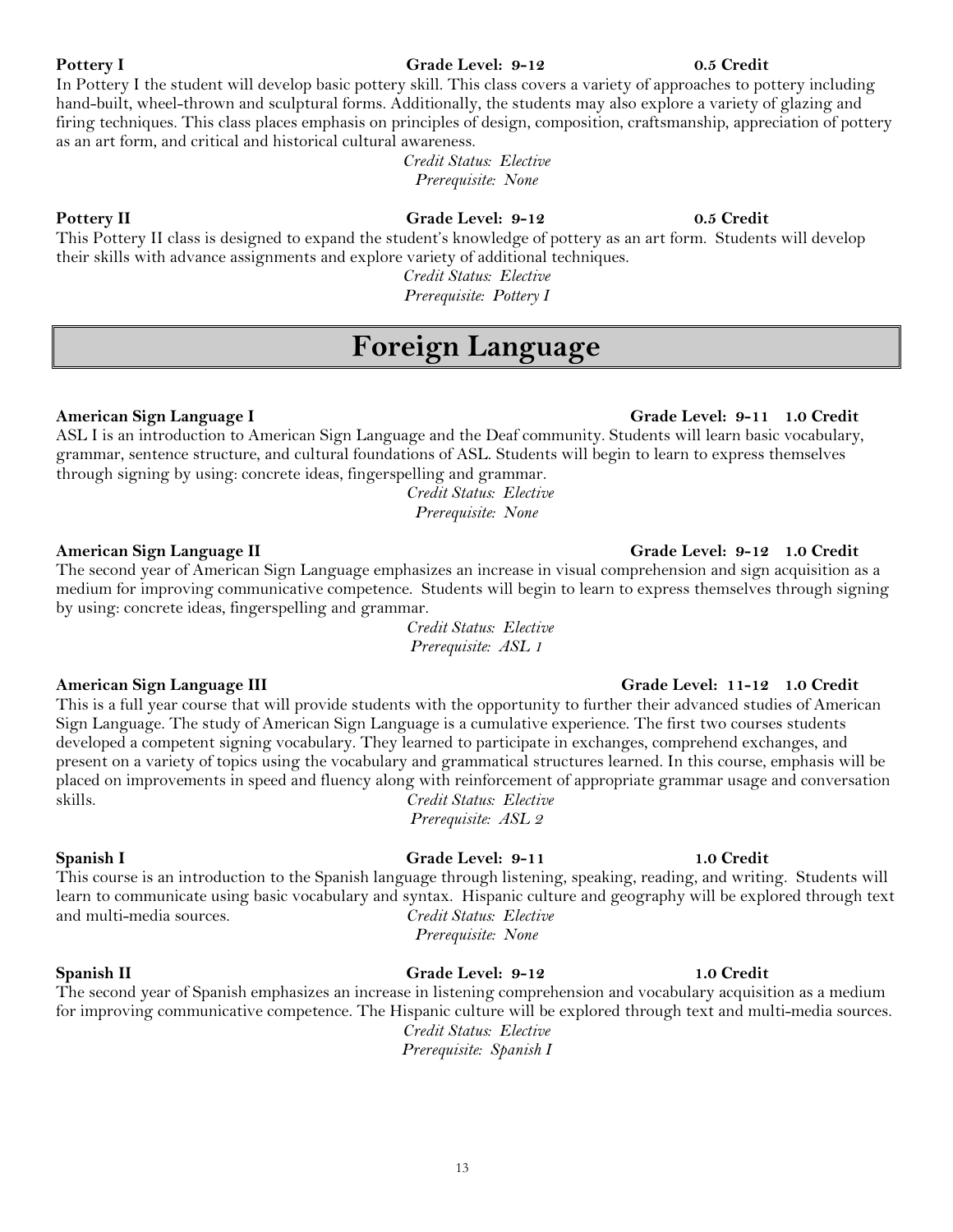**Pottery I** **Grade Level: 9-12** **0.5 Credit**

In Pottery I the student will develop basic pottery skill. This class covers a variety of approaches to pottery including hand-built, wheel-thrown and sculptural forms. Additionally, the students may also explore a variety of glazing and firing techniques. This class places emphasis on principles of design, composition, craftsmanship, appreciation of pottery as an art form, and critical and historical cultural awareness.

*Credit Status: Elective*
*Prerequisite: None*

**Pottery II** **Grade Level: 9-12** **0.5 Credit**

This Pottery II class is designed to expand the student's knowledge of pottery as an art form. Students will develop their skills with advance assignments and explore variety of additional techniques.

*Credit Status: Elective*
*Prerequisite: Pottery I*

# Foreign Language

**American Sign Language I** **Grade Level: 9-11** **1.0 Credit**

ASL I is an introduction to American Sign Language and the Deaf community. Students will learn basic vocabulary, grammar, sentence structure, and cultural foundations of ASL. Students will begin to learn to express themselves through signing by using: concrete ideas, fingerspelling and grammar.

*Credit Status: Elective*
*Prerequisite: None*

**American Sign Language II** **Grade Level: 9-12** **1.0 Credit**

The second year of American Sign Language emphasizes an increase in visual comprehension and sign acquisition as a medium for improving communicative competence. Students will begin to learn to express themselves through signing by using: concrete ideas, fingerspelling and grammar.

*Credit Status: Elective*
*Prerequisite: ASL 1*

**American Sign Language III** **Grade Level: 11-12** **1.0 Credit**

This is a full year course that will provide students with the opportunity to further their advanced studies of American Sign Language. The study of American Sign Language is a cumulative experience. The first two courses students developed a competent signing vocabulary. They learned to participate in exchanges, comprehend exchanges, and present on a variety of topics using the vocabulary and grammatical structures learned. In this course, emphasis will be placed on improvements in speed and fluency along with reinforcement of appropriate grammar usage and conversation skills.

*Credit Status: Elective*
*Prerequisite: ASL 2*

**Spanish I** **Grade Level: 9-11** **1.0 Credit**

This course is an introduction to the Spanish language through listening, speaking, reading, and writing. Students will learn to communicate using basic vocabulary and syntax. Hispanic culture and geography will be explored through text and multi-media sources.

*Credit Status: Elective*
*Prerequisite: None*

**Spanish II** **Grade Level: 9-12** **1.0 Credit**

The second year of Spanish emphasizes an increase in listening comprehension and vocabulary acquisition as a medium for improving communicative competence. The Hispanic culture will be explored through text and multi-media sources.

*Credit Status: Elective*
*Prerequisite: Spanish I*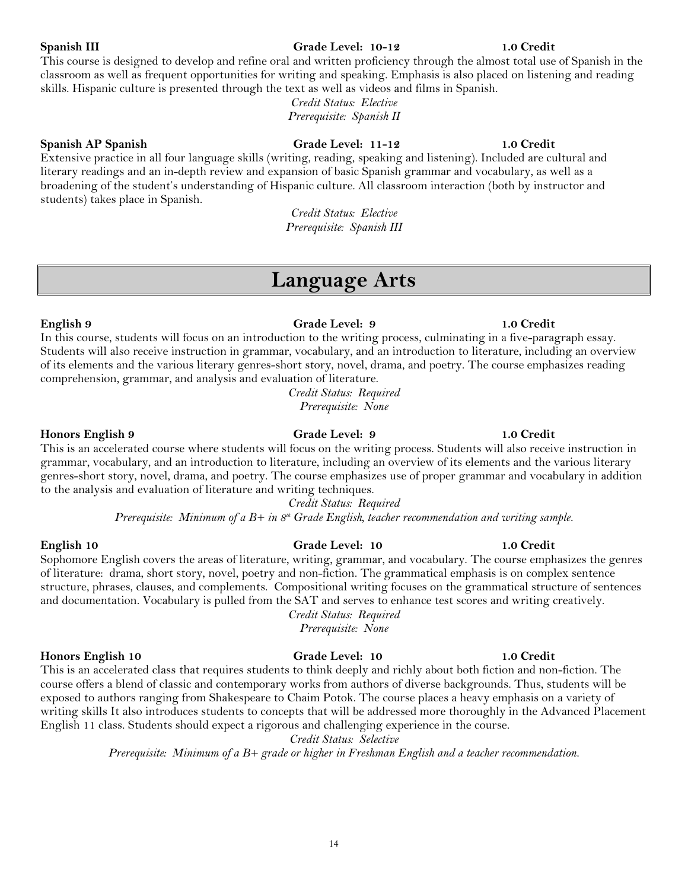**Spanish III** **Grade Level: 10-12** **1.0 Credit**

This course is designed to develop and refine oral and written proficiency through the almost total use of Spanish in the classroom as well as frequent opportunities for writing and speaking. Emphasis is also placed on listening and reading skills. Hispanic culture is presented through the text as well as videos and films in Spanish.

*Credit Status: Elective*
*Prerequisite: Spanish II*

**Spanish AP Spanish** **Grade Level: 11-12** **1.0 Credit**

Extensive practice in all four language skills (writing, reading, speaking and listening). Included are cultural and literary readings and an in-depth review and expansion of basic Spanish grammar and vocabulary, as well as a broadening of the student's understanding of Hispanic culture. All classroom interaction (both by instructor and students) takes place in Spanish.

*Credit Status: Elective*
*Prerequisite: Spanish III*

# Language Arts

**English 9** **Grade Level: 9** **1.0 Credit**

In this course, students will focus on an introduction to the writing process, culminating in a five-paragraph essay. Students will also receive instruction in grammar, vocabulary, and an introduction to literature, including an overview of its elements and the various literary genres-short story, novel, drama, and poetry. The course emphasizes reading comprehension, grammar, and analysis and evaluation of literature.

*Credit Status: Required*
*Prerequisite: None*

**Honors English 9** **Grade Level: 9** **1.0 Credit**

This is an accelerated course where students will focus on the writing process. Students will also receive instruction in grammar, vocabulary, and an introduction to literature, including an overview of its elements and the various literary genres-short story, novel, drama, and poetry. The course emphasizes use of proper grammar and vocabulary in addition to the analysis and evaluation of literature and writing techniques.

*Credit Status: Required*
*Prerequisite: Minimum of a B+ in 8th Grade English, teacher recommendation and writing sample.*

**English 10** **Grade Level: 10** **1.0 Credit**

Sophomore English covers the areas of literature, writing, grammar, and vocabulary. The course emphasizes the genres of literature: drama, short story, novel, poetry and non-fiction. The grammatical emphasis is on complex sentence structure, phrases, clauses, and complements. Compositional writing focuses on the grammatical structure of sentences and documentation. Vocabulary is pulled from the SAT and serves to enhance test scores and writing creatively.

*Credit Status: Required*
*Prerequisite: None*

**Honors English 10** **Grade Level: 10** **1.0 Credit**

This is an accelerated class that requires students to think deeply and richly about both fiction and non-fiction. The course offers a blend of classic and contemporary works from authors of diverse backgrounds. Thus, students will be exposed to authors ranging from Shakespeare to Chaim Potok. The course places a heavy emphasis on a variety of writing skills It also introduces students to concepts that will be addressed more thoroughly in the Advanced Placement English 11 class. Students should expect a rigorous and challenging experience in the course.

*Credit Status: Selective*
*Prerequisite: Minimum of a B+ grade or higher in Freshman English and a teacher recommendation.*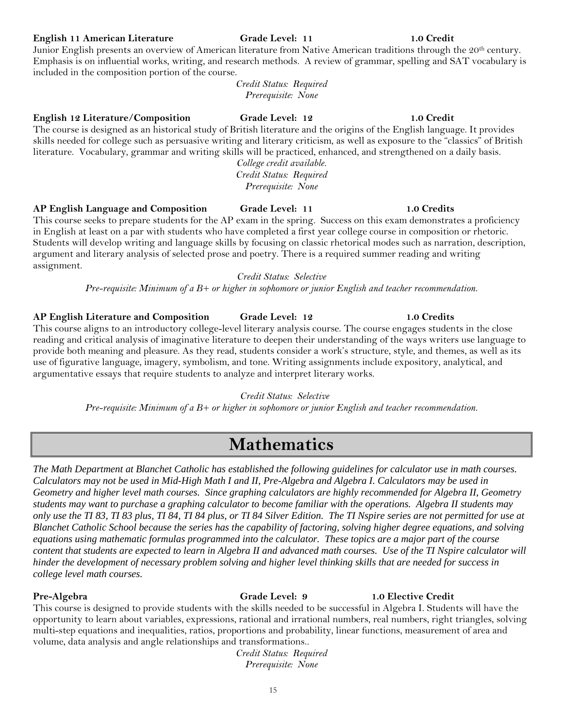**English 11 American Literature** **Grade Level: 11** **1.0 Credit**

Junior English presents an overview of American literature from Native American traditions through the 20th century. Emphasis is on influential works, writing, and research methods. A review of grammar, spelling and SAT vocabulary is included in the composition portion of the course.

*Credit Status: Required*
*Prerequisite: None*

**English 12 Literature/Composition** **Grade Level: 12** **1.0 Credit**

The course is designed as an historical study of British literature and the origins of the English language. It provides skills needed for college such as persuasive writing and literary criticism, as well as exposure to the "classics" of British literature. Vocabulary, grammar and writing skills will be practiced, enhanced, and strengthened on a daily basis.

*College credit available.*
*Credit Status: Required*
*Prerequisite: None*

**AP English Language and Composition** **Grade Level: 11** **1.0 Credits**

This course seeks to prepare students for the AP exam in the spring. Success on this exam demonstrates a proficiency in English at least on a par with students who have completed a first year college course in composition or rhetoric. Students will develop writing and language skills by focusing on classic rhetorical modes such as narration, description, argument and literary analysis of selected prose and poetry. There is a required summer reading and writing assignment.

*Credit Status: Selective*
*Pre-requisite: Minimum of a B+ or higher in sophomore or junior English and teacher recommendation.*

**AP English Literature and Composition** **Grade Level: 12** **1.0 Credits**

This course aligns to an introductory college-level literary analysis course. The course engages students in the close reading and critical analysis of imaginative literature to deepen their understanding of the ways writers use language to provide both meaning and pleasure. As they read, students consider a work's structure, style, and themes, as well as its use of figurative language, imagery, symbolism, and tone. Writing assignments include expository, analytical, and argumentative essays that require students to analyze and interpret literary works.

*Credit Status: Selective*
*Pre-requisite: Minimum of a B+ or higher in sophomore or junior English and teacher recommendation.*

# Mathematics

***The Math Department at Blanchet Catholic has established the following guidelines for calculator use in math courses. Calculators may not be used in Mid-High Math I and II, Pre-Algebra and Algebra I. Calculators may be used in Geometry and higher level math courses. Since graphing calculators are highly recommended for Algebra II, Geometry students may want to purchase a graphing calculator to become familiar with the operations. Algebra II students may only use the TI 83, TI 83 plus, TI 84, TI 84 plus, or TI 84 Silver Edition. The TI Nspire series are not permitted for use at Blanchet Catholic School because the series has the capability of factoring, solving higher degree equations, and solving equations using mathematic formulas programmed into the calculator. These topics are a major part of the course content that students are expected to learn in Algebra II and advanced math courses. Use of the TI Nspire calculator will hinder the development of necessary problem solving and higher level thinking skills that are needed for success in college level math courses.***

**Pre-Algebra** **Grade Level: 9** **1.0 Elective Credit**

This course is designed to provide students with the skills needed to be successful in Algebra I. Students will have the opportunity to learn about variables, expressions, rational and irrational numbers, real numbers, right triangles, solving multi-step equations and inequalities, ratios, proportions and probability, linear functions, measurement of area and volume, data analysis and angle relationships and transformations..

*Credit Status: Required*
*Prerequisite: None*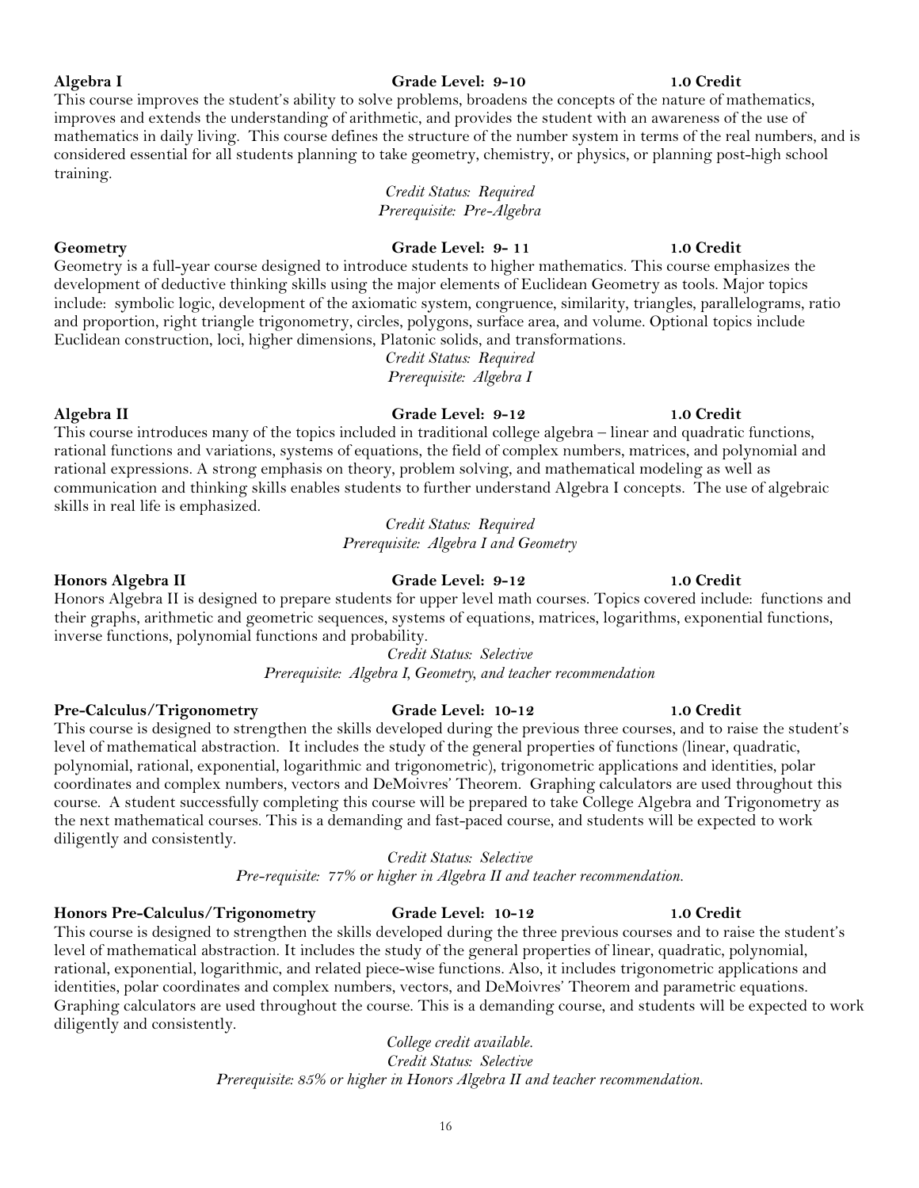**Algebra I** **Grade Level: 9-10** **1.0 Credit**

This course improves the student's ability to solve problems, broadens the concepts of the nature of mathematics, improves and extends the understanding of arithmetic, and provides the student with an awareness of the use of mathematics in daily living. This course defines the structure of the number system in terms of the real numbers, and is considered essential for all students planning to take geometry, chemistry, or physics, or planning post-high school training.

*Credit Status: Required*
*Prerequisite: Pre-Algebra*

**Geometry** **Grade Level: 9- 11** **1.0 Credit**

Geometry is a full-year course designed to introduce students to higher mathematics. This course emphasizes the development of deductive thinking skills using the major elements of Euclidean Geometry as tools. Major topics include: symbolic logic, development of the axiomatic system, congruence, similarity, triangles, parallelograms, ratio and proportion, right triangle trigonometry, circles, polygons, surface area, and volume. Optional topics include Euclidean construction, loci, higher dimensions, Platonic solids, and transformations.

*Credit Status: Required*
*Prerequisite: Algebra I*

**Algebra II** **Grade Level: 9-12** **1.0 Credit**

This course introduces many of the topics included in traditional college algebra – linear and quadratic functions, rational functions and variations, systems of equations, the field of complex numbers, matrices, and polynomial and rational expressions. A strong emphasis on theory, problem solving, and mathematical modeling as well as communication and thinking skills enables students to further understand Algebra I concepts. The use of algebraic skills in real life is emphasized.

*Credit Status: Required*
*Prerequisite: Algebra I and Geometry*

**Honors Algebra II** **Grade Level: 9-12** **1.0 Credit**

Honors Algebra II is designed to prepare students for upper level math courses. Topics covered include: functions and their graphs, arithmetic and geometric sequences, systems of equations, matrices, logarithms, exponential functions, inverse functions, polynomial functions and probability.

*Credit Status: Selective*
*Prerequisite: Algebra I, Geometry, and teacher recommendation*

**Pre-Calculus/Trigonometry** **Grade Level: 10-12** **1.0 Credit**

This course is designed to strengthen the skills developed during the previous three courses, and to raise the student's level of mathematical abstraction. It includes the study of the general properties of functions (linear, quadratic, polynomial, rational, exponential, logarithmic and trigonometric), trigonometric applications and identities, polar coordinates and complex numbers, vectors and DeMoivres' Theorem. Graphing calculators are used throughout this course. A student successfully completing this course will be prepared to take College Algebra and Trigonometry as the next mathematical courses. This is a demanding and fast-paced course, and students will be expected to work diligently and consistently.

*Credit Status: Selective*
*Pre-requisite: 77% or higher in Algebra II and teacher recommendation.*

**Honors Pre-Calculus/Trigonometry** **Grade Level: 10-12** **1.0 Credit**

This course is designed to strengthen the skills developed during the three previous courses and to raise the student's level of mathematical abstraction. It includes the study of the general properties of linear, quadratic, polynomial, rational, exponential, logarithmic, and related piece-wise functions. Also, it includes trigonometric applications and identities, polar coordinates and complex numbers, vectors, and DeMoivres' Theorem and parametric equations. Graphing calculators are used throughout the course. This is a demanding course, and students will be expected to work diligently and consistently.

*College credit available.*
*Credit Status: Selective*
*Prerequisite: 85% or higher in Honors Algebra II and teacher recommendation.*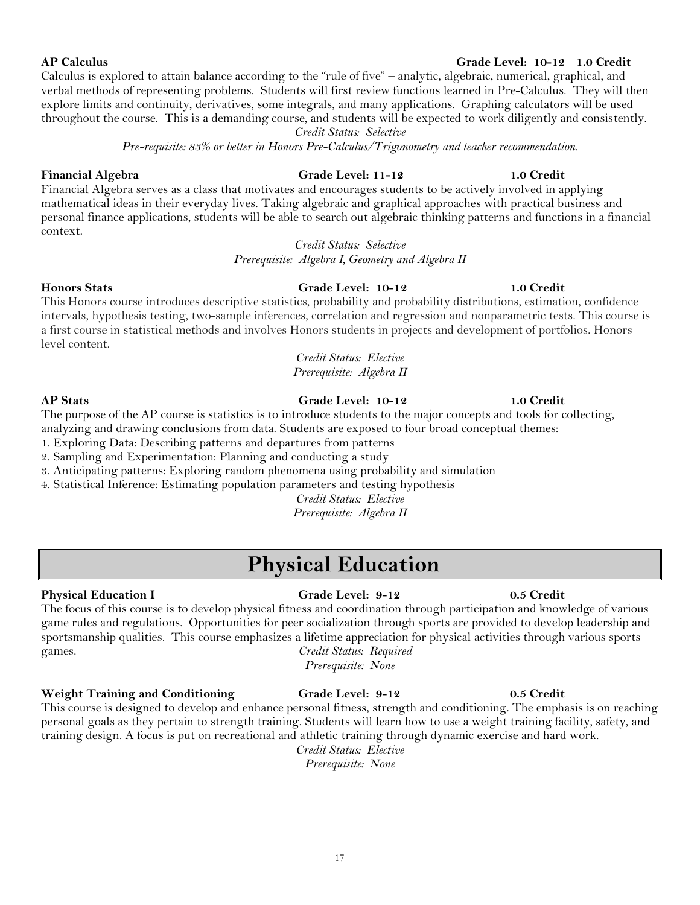**AP Calculus** **Grade Level: 10-12** **1.0 Credit**

Calculus is explored to attain balance according to the "rule of five" – analytic, algebraic, numerical, graphical, and verbal methods of representing problems. Students will first review functions learned in Pre-Calculus. They will then explore limits and continuity, derivatives, some integrals, and many applications. Graphing calculators will be used throughout the course. This is a demanding course, and students will be expected to work diligently and consistently.

*Credit Status: Selective*

*Pre-requisite: 83% or better in Honors Pre-Calculus/Trigonometry and teacher recommendation.*

**Financial Algebra** **Grade Level: 11-12** **1.0 Credit**

Financial Algebra serves as a class that motivates and encourages students to be actively involved in applying mathematical ideas in their everyday lives. Taking algebraic and graphical approaches with practical business and personal finance applications, students will be able to search out algebraic thinking patterns and functions in a financial context.

*Credit Status: Selective*

*Prerequisite: Algebra I, Geometry and Algebra II*

**Honors Stats** **Grade Level: 10-12** **1.0 Credit**

This Honors course introduces descriptive statistics, probability and probability distributions, estimation, confidence intervals, hypothesis testing, two-sample inferences, correlation and regression and nonparametric tests. This course is a first course in statistical methods and involves Honors students in projects and development of portfolios. Honors level content.

*Credit Status: Elective*

*Prerequisite: Algebra II*

**AP Stats** **Grade Level: 10-12** **1.0 Credit**

The purpose of the AP course is statistics is to introduce students to the major concepts and tools for collecting, analyzing and drawing conclusions from data. Students are exposed to four broad conceptual themes:

1. Exploring Data: Describing patterns and departures from patterns
2. Sampling and Experimentation: Planning and conducting a study
3. Anticipating patterns: Exploring random phenomena using probability and simulation
4. Statistical Inference: Estimating population parameters and testing hypothesis

*Credit Status: Elective*

*Prerequisite: Algebra II*

# Physical Education

**Physical Education I** **Grade Level: 9-12** **0.5 Credit**

The focus of this course is to develop physical fitness and coordination through participation and knowledge of various game rules and regulations. Opportunities for peer socialization through sports are provided to develop leadership and sportsmanship qualities. This course emphasizes a lifetime appreciation for physical activities through various sports games.

*Credit Status: Required*

*Prerequisite: None*

**Weight Training and Conditioning** **Grade Level: 9-12** **0.5 Credit**

This course is designed to develop and enhance personal fitness, strength and conditioning. The emphasis is on reaching personal goals as they pertain to strength training. Students will learn how to use a weight training facility, safety, and training design. A focus is put on recreational and athletic training through dynamic exercise and hard work.

*Credit Status: Elective*

*Prerequisite: None*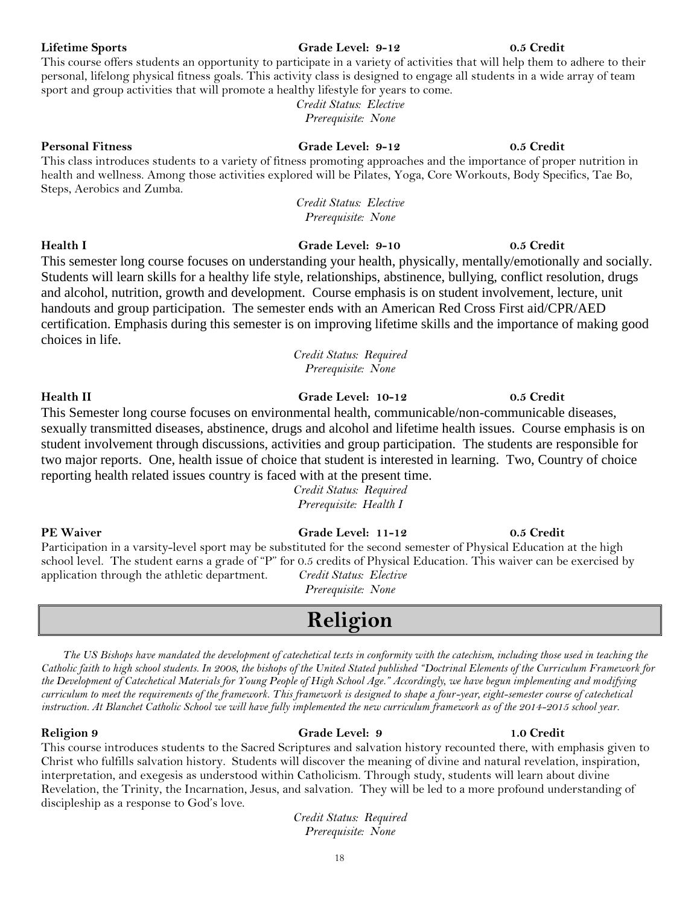**Lifetime Sports** **Grade Level: 9-12** **0.5 Credit**

This course offers students an opportunity to participate in a variety of activities that will help them to adhere to their personal, lifelong physical fitness goals. This activity class is designed to engage all students in a wide array of team sport and group activities that will promote a healthy lifestyle for years to come.

*Credit Status: Elective*
*Prerequisite: None*

**Personal Fitness** **Grade Level: 9-12** **0.5 Credit**

This class introduces students to a variety of fitness promoting approaches and the importance of proper nutrition in health and wellness. Among those activities explored will be Pilates, Yoga, Core Workouts, Body Specifics, Tae Bo, Steps, Aerobics and Zumba.

*Credit Status: Elective*
*Prerequisite: None*

**Health I** **Grade Level: 9-10** **0.5 Credit**

This semester long course focuses on understanding your health, physically, mentally/emotionally and socially. Students will learn skills for a healthy life style, relationships, abstinence, bullying, conflict resolution, drugs and alcohol, nutrition, growth and development. Course emphasis is on student involvement, lecture, unit handouts and group participation. The semester ends with an American Red Cross First aid/CPR/AED certification. Emphasis during this semester is on improving lifetime skills and the importance of making good choices in life.

*Credit Status: Required*
*Prerequisite: None*

**Health II** **Grade Level: 10-12** **0.5 Credit**

This Semester long course focuses on environmental health, communicable/non-communicable diseases, sexually transmitted diseases, abstinence, drugs and alcohol and lifetime health issues. Course emphasis is on student involvement through discussions, activities and group participation. The students are responsible for two major reports. One, health issue of choice that student is interested in learning. Two, Country of choice reporting health related issues country is faced with at the present time.

*Credit Status: Required*
*Prerequisite: Health I*

**PE Waiver** **Grade Level: 11-12** **0.5 Credit**

Participation in a varsity-level sport may be substituted for the second semester of Physical Education at the high school level. The student earns a grade of "P" for 0.5 credits of Physical Education. This waiver can be exercised by application through the athletic department.

*Credit Status: Elective*
*Prerequisite: None*

# Religion

*The US Bishops have mandated the development of catechetical texts in conformity with the catechism, including those used in teaching the Catholic faith to high school students. In 2008, the bishops of the United Stated published "Doctrinal Elements of the Curriculum Framework for the Development of Catechetical Materials for Young People of High School Age." Accordingly, we have begun implementing and modifying curriculum to meet the requirements of the framework. This framework is designed to shape a four-year, eight-semester course of catechetical instruction. At Blanchet Catholic School we will have fully implemented the new curriculum framework as of the 2014-2015 school year.*

**Religion 9** **Grade Level: 9** **1.0 Credit**

This course introduces students to the Sacred Scriptures and salvation history recounted there, with emphasis given to Christ who fulfills salvation history. Students will discover the meaning of divine and natural revelation, inspiration, interpretation, and exegesis as understood within Catholicism. Through study, students will learn about divine Revelation, the Trinity, the Incarnation, Jesus, and salvation. They will be led to a more profound understanding of discipleship as a response to God's love.

*Credit Status: Required*
*Prerequisite: None*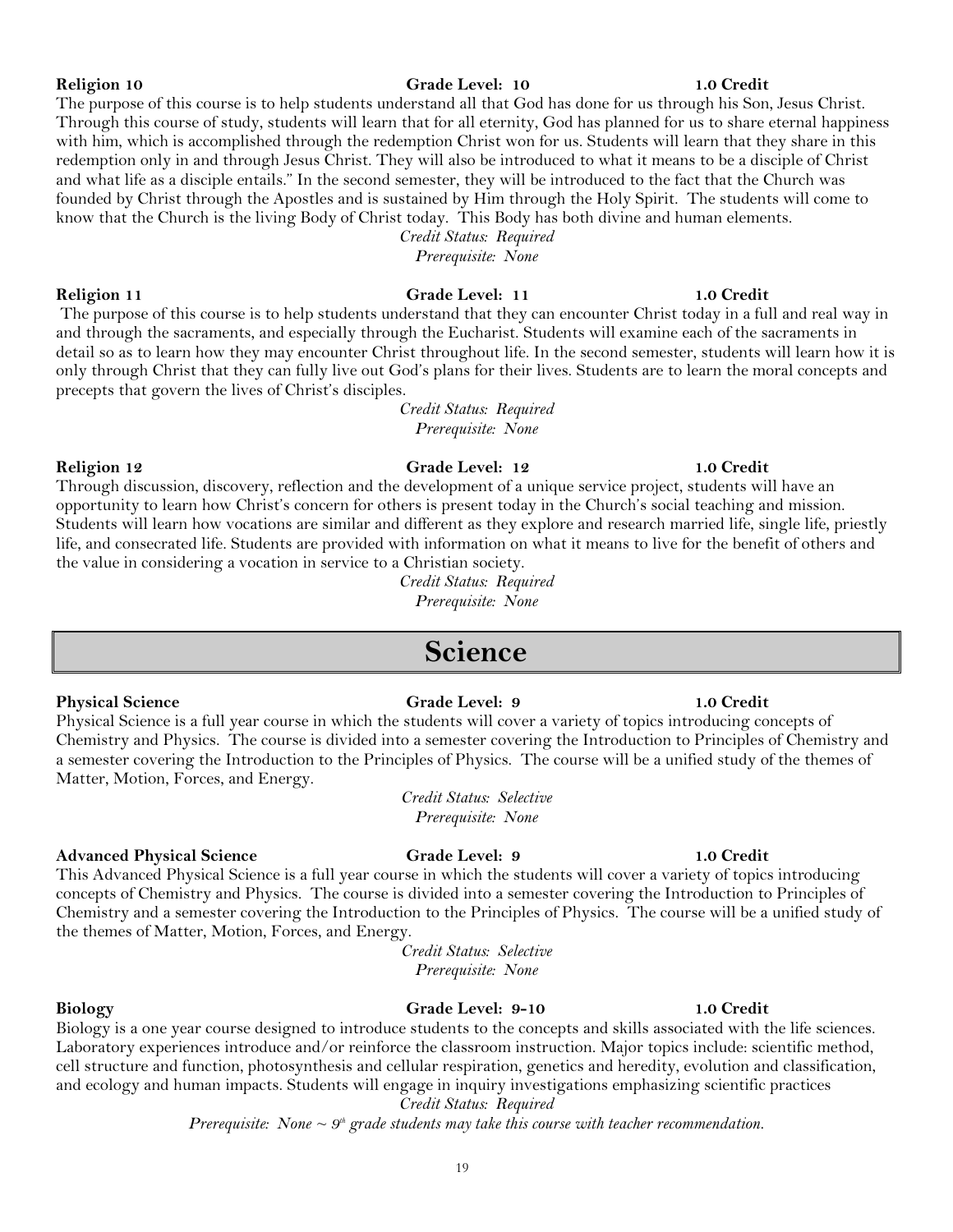**Religion 10** **Grade Level: 10** **1.0 Credit**

The purpose of this course is to help students understand all that God has done for us through his Son, Jesus Christ. Through this course of study, students will learn that for all eternity, God has planned for us to share eternal happiness with him, which is accomplished through the redemption Christ won for us. Students will learn that they share in this redemption only in and through Jesus Christ. They will also be introduced to what it means to be a disciple of Christ and what life as a disciple entails." In the second semester, they will be introduced to the fact that the Church was founded by Christ through the Apostles and is sustained by Him through the Holy Spirit. The students will come to know that the Church is the living Body of Christ today. This Body has both divine and human elements.

*Credit Status: Required*
*Prerequisite: None*

**Religion 11** **Grade Level: 11** **1.0 Credit**

The purpose of this course is to help students understand that they can encounter Christ today in a full and real way in and through the sacraments, and especially through the Eucharist. Students will examine each of the sacraments in detail so as to learn how they may encounter Christ throughout life. In the second semester, students will learn how it is only through Christ that they can fully live out God's plans for their lives. Students are to learn the moral concepts and precepts that govern the lives of Christ's disciples.

*Credit Status: Required*
*Prerequisite: None*

**Religion 12** **Grade Level: 12** **1.0 Credit**

Through discussion, discovery, reflection and the development of a unique service project, students will have an opportunity to learn how Christ's concern for others is present today in the Church's social teaching and mission. Students will learn how vocations are similar and different as they explore and research married life, single life, priestly life, and consecrated life. Students are provided with information on what it means to live for the benefit of others and the value in considering a vocation in service to a Christian society.

*Credit Status: Required*
*Prerequisite: None*

# Science

**Physical Science** **Grade Level: 9** **1.0 Credit**

Physical Science is a full year course in which the students will cover a variety of topics introducing concepts of Chemistry and Physics. The course is divided into a semester covering the Introduction to Principles of Chemistry and a semester covering the Introduction to the Principles of Physics. The course will be a unified study of the themes of Matter, Motion, Forces, and Energy.

*Credit Status: Selective*
*Prerequisite: None*

**Advanced Physical Science** **Grade Level: 9** **1.0 Credit**

This Advanced Physical Science is a full year course in which the students will cover a variety of topics introducing concepts of Chemistry and Physics. The course is divided into a semester covering the Introduction to Principles of Chemistry and a semester covering the Introduction to the Principles of Physics. The course will be a unified study of the themes of Matter, Motion, Forces, and Energy.

*Credit Status: Selective*
*Prerequisite: None*

**Biology** **Grade Level: 9-10** **1.0 Credit**

Biology is a one year course designed to introduce students to the concepts and skills associated with the life sciences. Laboratory experiences introduce and/or reinforce the classroom instruction. Major topics include: scientific method, cell structure and function, photosynthesis and cellular respiration, genetics and heredity, evolution and classification, and ecology and human impacts. Students will engage in inquiry investigations emphasizing scientific practices

*Credit Status: Required*
*Prerequisite: None ~ 9th grade students may take this course with teacher recommendation.*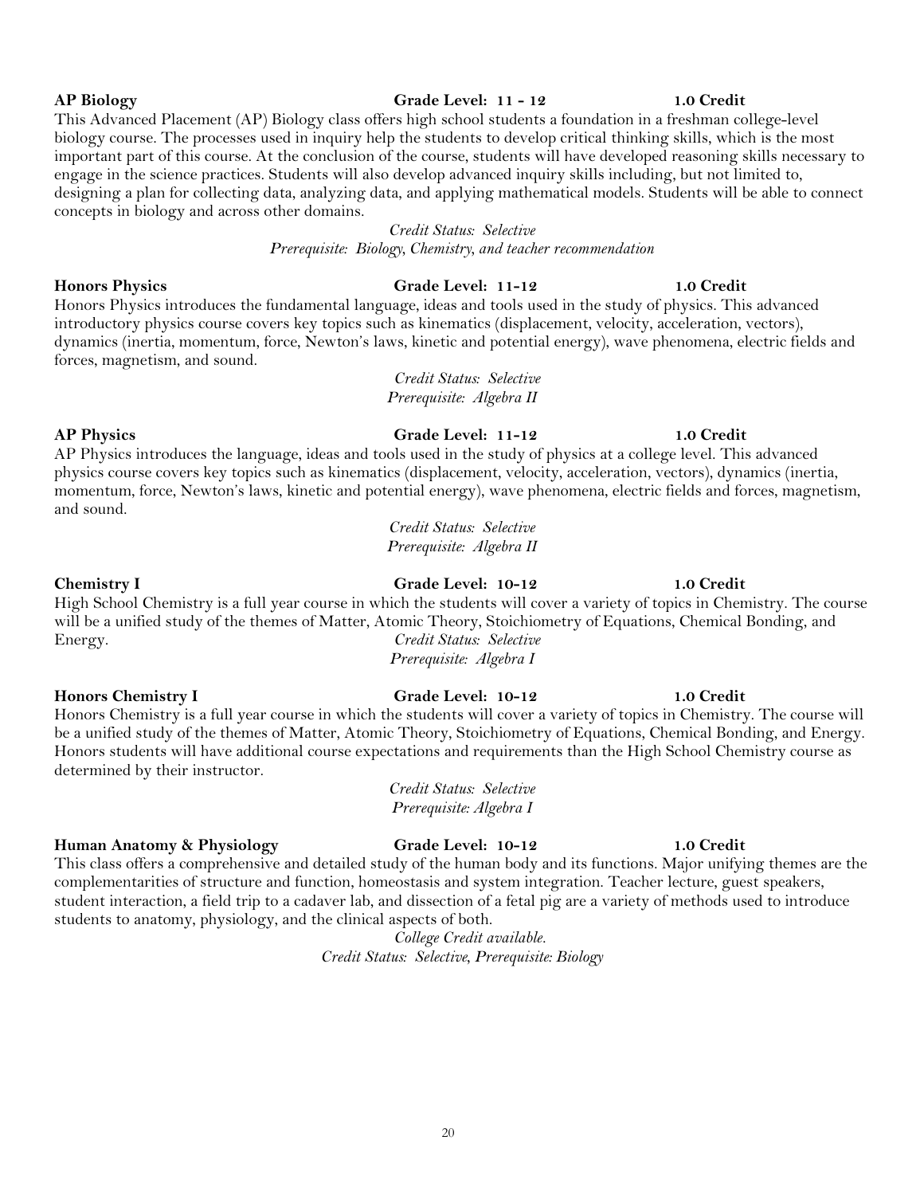**AP Biology** **Grade Level: 11 - 12** **1.0 Credit**

This Advanced Placement (AP) Biology class offers high school students a foundation in a freshman college-level biology course. The processes used in inquiry help the students to develop critical thinking skills, which is the most important part of this course. At the conclusion of the course, students will have developed reasoning skills necessary to engage in the science practices. Students will also develop advanced inquiry skills including, but not limited to, designing a plan for collecting data, analyzing data, and applying mathematical models. Students will be able to connect concepts in biology and across other domains.

*Credit Status: Selective*
*Prerequisite: Biology, Chemistry, and teacher recommendation*

**Honors Physics** **Grade Level: 11-12** **1.0 Credit**

Honors Physics introduces the fundamental language, ideas and tools used in the study of physics. This advanced introductory physics course covers key topics such as kinematics (displacement, velocity, acceleration, vectors), dynamics (inertia, momentum, force, Newton's laws, kinetic and potential energy), wave phenomena, electric fields and forces, magnetism, and sound.

*Credit Status: Selective*
*Prerequisite: Algebra II*

**AP Physics** **Grade Level: 11-12** **1.0 Credit**

AP Physics introduces the language, ideas and tools used in the study of physics at a college level. This advanced physics course covers key topics such as kinematics (displacement, velocity, acceleration, vectors), dynamics (inertia, momentum, force, Newton's laws, kinetic and potential energy), wave phenomena, electric fields and forces, magnetism, and sound.

*Credit Status: Selective*
*Prerequisite: Algebra II*

**Chemistry I** **Grade Level: 10-12** **1.0 Credit**

High School Chemistry is a full year course in which the students will cover a variety of topics in Chemistry. The course will be a unified study of the themes of Matter, Atomic Theory, Stoichiometry of Equations, Chemical Bonding, and Energy.

*Credit Status: Selective*
*Prerequisite: Algebra I*

**Honors Chemistry I** **Grade Level: 10-12** **1.0 Credit**

Honors Chemistry is a full year course in which the students will cover a variety of topics in Chemistry. The course will be a unified study of the themes of Matter, Atomic Theory, Stoichiometry of Equations, Chemical Bonding, and Energy. Honors students will have additional course expectations and requirements than the High School Chemistry course as determined by their instructor.

*Credit Status: Selective*
*Prerequisite: Algebra I*

**Human Anatomy & Physiology** **Grade Level: 10-12** **1.0 Credit**

This class offers a comprehensive and detailed study of the human body and its functions. Major unifying themes are the complementarities of structure and function, homeostasis and system integration. Teacher lecture, guest speakers, student interaction, a field trip to a cadaver lab, and dissection of a fetal pig are a variety of methods used to introduce students to anatomy, physiology, and the clinical aspects of both.

*College Credit available.*
*Credit Status: Selective, Prerequisite: Biology*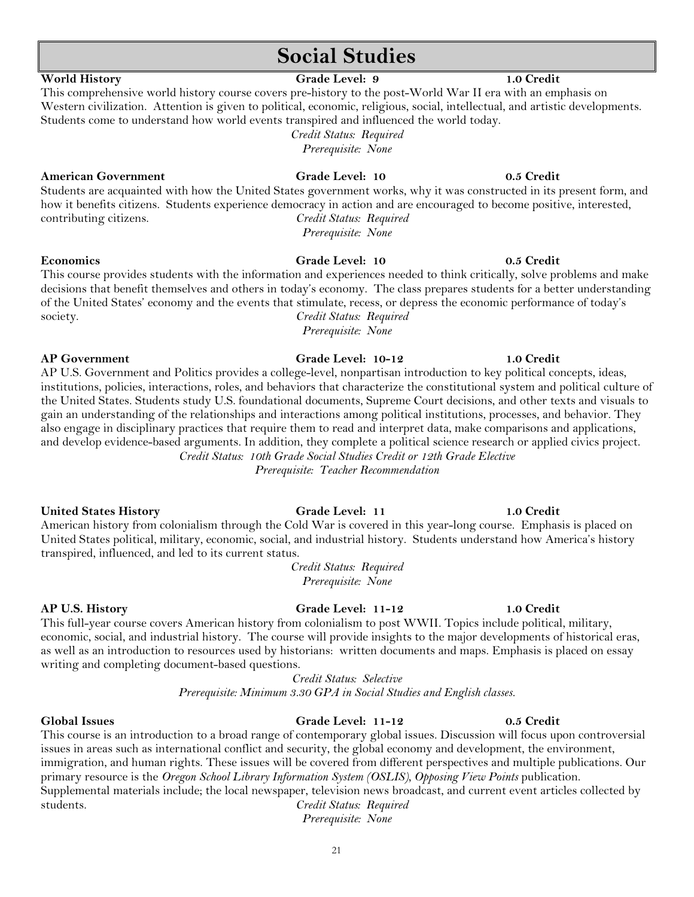# Social Studies

**World History** **Grade Level: 9** **1.0 Credit**

This comprehensive world history course covers pre-history to the post-World War II era with an emphasis on Western civilization. Attention is given to political, economic, religious, social, intellectual, and artistic developments. Students come to understand how world events transpired and influenced the world today.

*Credit Status: Required*
*Prerequisite: None*

**American Government** **Grade Level: 10** **0.5 Credit**

Students are acquainted with how the United States government works, why it was constructed in its present form, and how it benefits citizens. Students experience democracy in action and are encouraged to become positive, interested, contributing citizens.

*Credit Status: Required*
*Prerequisite: None*

**Economics** **Grade Level: 10** **0.5 Credit**

This course provides students with the information and experiences needed to think critically, solve problems and make decisions that benefit themselves and others in today's economy. The class prepares students for a better understanding of the United States' economy and the events that stimulate, recess, or depress the economic performance of today's society.

*Credit Status: Required*
*Prerequisite: None*

**AP Government** **Grade Level: 10-12** **1.0 Credit**

AP U.S. Government and Politics provides a college-level, nonpartisan introduction to key political concepts, ideas, institutions, policies, interactions, roles, and behaviors that characterize the constitutional system and political culture of the United States. Students study U.S. foundational documents, Supreme Court decisions, and other texts and visuals to gain an understanding of the relationships and interactions among political institutions, processes, and behavior. They also engage in disciplinary practices that require them to read and interpret data, make comparisons and applications, and develop evidence-based arguments. In addition, they complete a political science research or applied civics project.

*Credit Status: 10th Grade Social Studies Credit or 12th Grade Elective*
*Prerequisite: Teacher Recommendation*

**United States History** **Grade Level: 11** **1.0 Credit**

American history from colonialism through the Cold War is covered in this year-long course. Emphasis is placed on United States political, military, economic, social, and industrial history. Students understand how America's history transpired, influenced, and led to its current status.

*Credit Status: Required*
*Prerequisite: None*

**AP U.S. History** **Grade Level: 11-12** **1.0 Credit**

This full-year course covers American history from colonialism to post WWII. Topics include political, military, economic, social, and industrial history. The course will provide insights to the major developments of historical eras, as well as an introduction to resources used by historians: written documents and maps. Emphasis is placed on essay writing and completing document-based questions.

*Credit Status: Selective*
*Prerequisite: Minimum 3.30 GPA in Social Studies and English classes.*

**Global Issues** **Grade Level: 11-12** **0.5 Credit**

This course is an introduction to a broad range of contemporary global issues. Discussion will focus upon controversial issues in areas such as international conflict and security, the global economy and development, the environment, immigration, and human rights. These issues will be covered from different perspectives and multiple publications. Our primary resource is the *Oregon School Library Information System (OSLIS)*, *Opposing View Points* publication. Supplemental materials include; the local newspaper, television news broadcast, and current event articles collected by students.

*Credit Status: Required*
*Prerequisite: None*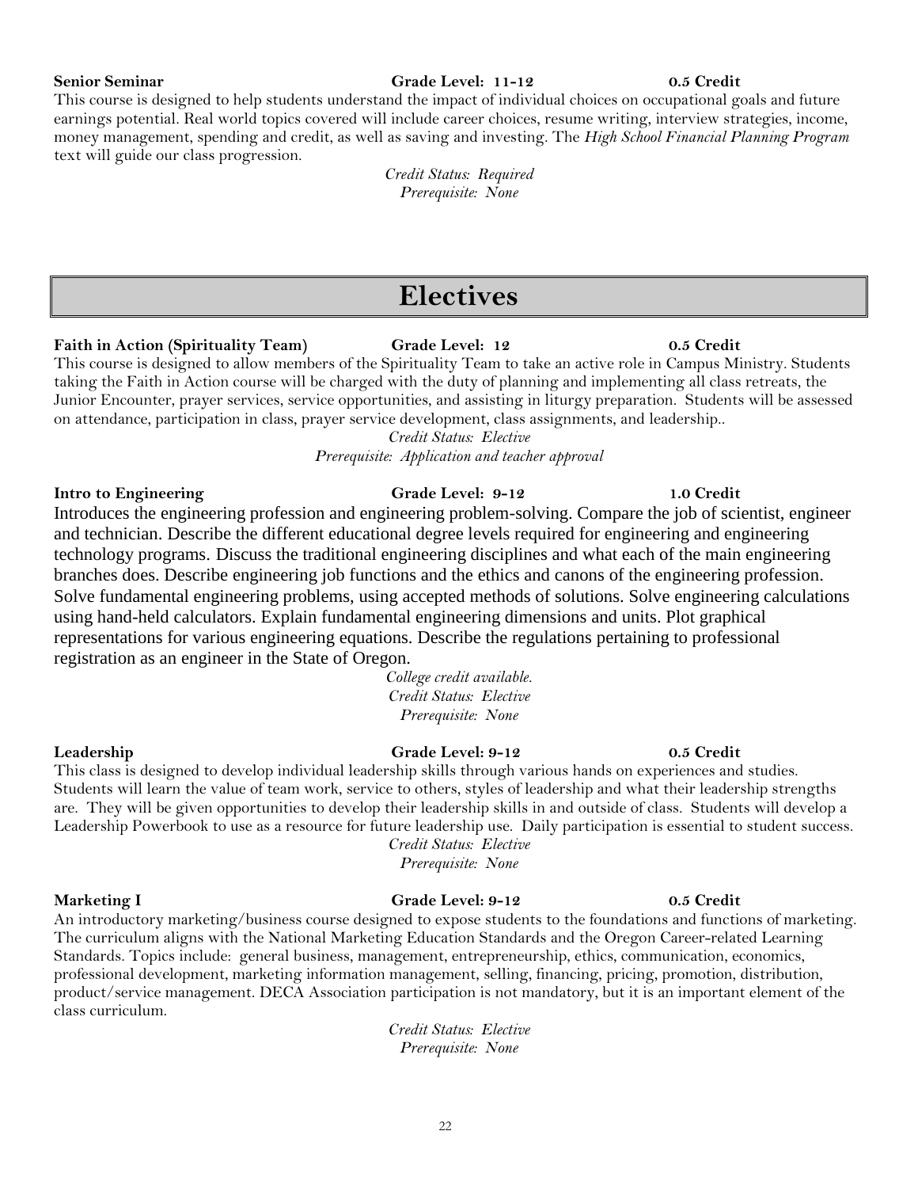**Senior Seminar** **Grade Level: 11-12** **0.5 Credit**

This course is designed to help students understand the impact of individual choices on occupational goals and future earnings potential. Real world topics covered will include career choices, resume writing, interview strategies, income, money management, spending and credit, as well as saving and investing. The *High School Financial Planning Program* text will guide our class progression.

*Credit Status: Required*
*Prerequisite: None*

# Electives

**Faith in Action (Spirituality Team)** **Grade Level: 12** **0.5 Credit**

This course is designed to allow members of the Spirituality Team to take an active role in Campus Ministry. Students taking the Faith in Action course will be charged with the duty of planning and implementing all class retreats, the Junior Encounter, prayer services, service opportunities, and assisting in liturgy preparation. Students will be assessed on attendance, participation in class, prayer service development, class assignments, and leadership..

*Credit Status: Elective*
*Prerequisite: Application and teacher approval*

**Intro to Engineering** **Grade Level: 9-12** **1.0 Credit**

Introduces the engineering profession and engineering problem-solving. Compare the job of scientist, engineer and technician. Describe the different educational degree levels required for engineering and engineering technology programs. Discuss the traditional engineering disciplines and what each of the main engineering branches does. Describe engineering job functions and the ethics and canons of the engineering profession. Solve fundamental engineering problems, using accepted methods of solutions. Solve engineering calculations using hand-held calculators. Explain fundamental engineering dimensions and units. Plot graphical representations for various engineering equations. Describe the regulations pertaining to professional registration as an engineer in the State of Oregon.

*College credit available.*
*Credit Status: Elective*
*Prerequisite: None*

**Leadership** **Grade Level: 9-12** **0.5 Credit**

This class is designed to develop individual leadership skills through various hands on experiences and studies. Students will learn the value of team work, service to others, styles of leadership and what their leadership strengths are. They will be given opportunities to develop their leadership skills in and outside of class. Students will develop a Leadership Powerbook to use as a resource for future leadership use. Daily participation is essential to student success.

*Credit Status: Elective*
*Prerequisite: None*

**Marketing I** **Grade Level: 9-12** **0.5 Credit**

An introductory marketing/business course designed to expose students to the foundations and functions of marketing. The curriculum aligns with the National Marketing Education Standards and the Oregon Career-related Learning Standards. Topics include: general business, management, entrepreneurship, ethics, communication, economics, professional development, marketing information management, selling, financing, pricing, promotion, distribution, product/service management. DECA Association participation is not mandatory, but it is an important element of the class curriculum.

*Credit Status: Elective*
*Prerequisite: None*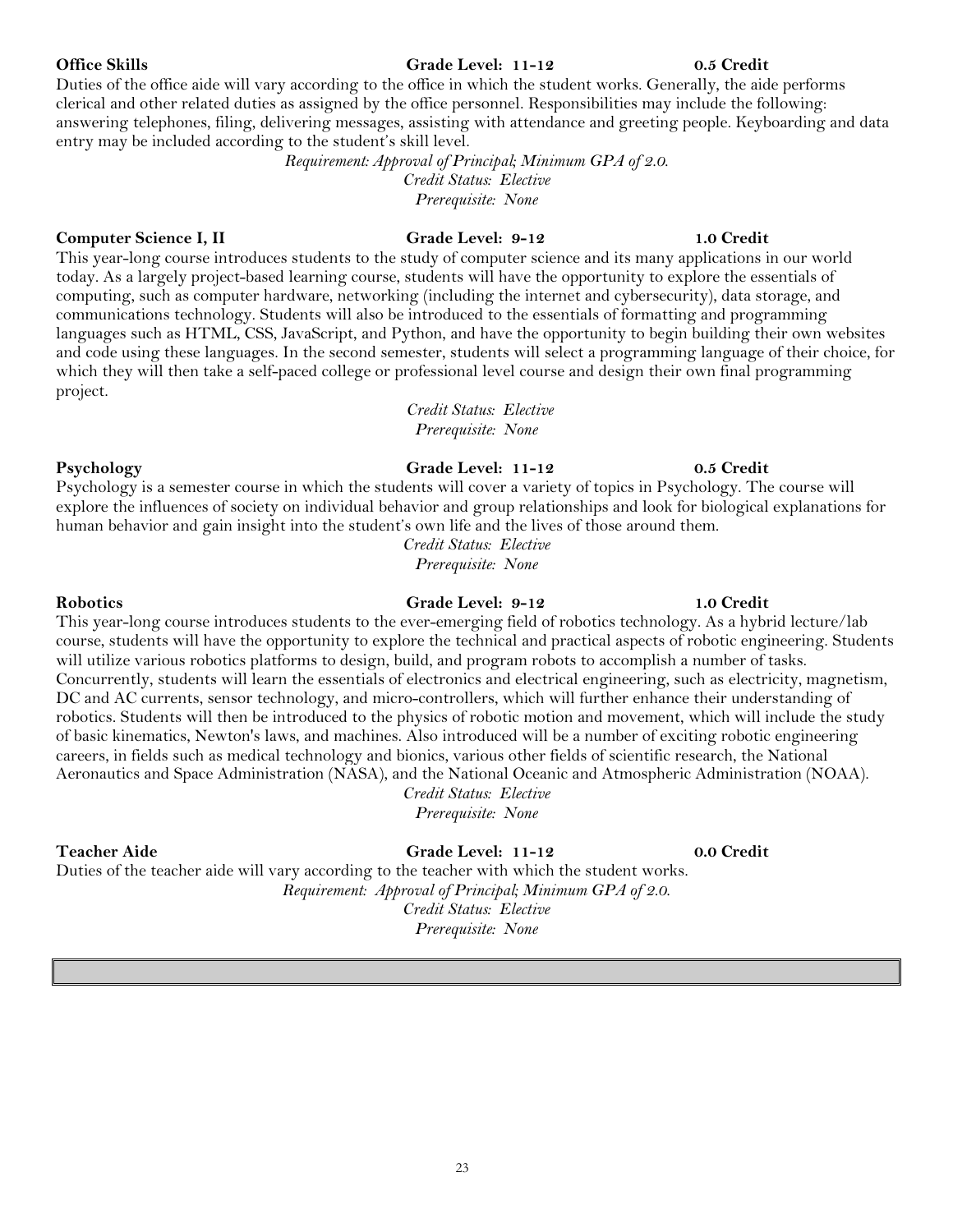**Office Skills** **Grade Level: 11-12** **0.5 Credit**

Duties of the office aide will vary according to the office in which the student works. Generally, the aide performs clerical and other related duties as assigned by the office personnel. Responsibilities may include the following: answering telephones, filing, delivering messages, assisting with attendance and greeting people. Keyboarding and data entry may be included according to the student's skill level.

*Requirement: Approval of Principal; Minimum GPA of 2.0.*
*Credit Status: Elective*
*Prerequisite: None*

**Computer Science I, II** **Grade Level: 9-12** **1.0 Credit**

This year-long course introduces students to the study of computer science and its many applications in our world today. As a largely project-based learning course, students will have the opportunity to explore the essentials of computing, such as computer hardware, networking (including the internet and cybersecurity), data storage, and communications technology. Students will also be introduced to the essentials of formatting and programming languages such as HTML, CSS, JavaScript, and Python, and have the opportunity to begin building their own websites and code using these languages. In the second semester, students will select a programming language of their choice, for which they will then take a self-paced college or professional level course and design their own final programming project.

*Credit Status: Elective*
*Prerequisite: None*

**Psychology** **Grade Level: 11-12** **0.5 Credit**

Psychology is a semester course in which the students will cover a variety of topics in Psychology. The course will explore the influences of society on individual behavior and group relationships and look for biological explanations for human behavior and gain insight into the student's own life and the lives of those around them.

*Credit Status: Elective*
*Prerequisite: None*

**Robotics** **Grade Level: 9-12** **1.0 Credit**

This year-long course introduces students to the ever-emerging field of robotics technology. As a hybrid lecture/lab course, students will have the opportunity to explore the technical and practical aspects of robotic engineering. Students will utilize various robotics platforms to design, build, and program robots to accomplish a number of tasks. Concurrently, students will learn the essentials of electronics and electrical engineering, such as electricity, magnetism, DC and AC currents, sensor technology, and micro-controllers, which will further enhance their understanding of robotics. Students will then be introduced to the physics of robotic motion and movement, which will include the study of basic kinematics, Newton's laws, and machines. Also introduced will be a number of exciting robotic engineering careers, in fields such as medical technology and bionics, various other fields of scientific research, the National Aeronautics and Space Administration (NASA), and the National Oceanic and Atmospheric Administration (NOAA).

*Credit Status: Elective*
*Prerequisite: None*

**Teacher Aide** **Grade Level: 11-12** **0.0 Credit**

Duties of the teacher aide will vary according to the teacher with which the student works.

*Requirement: Approval of Principal; Minimum GPA of 2.0.*
*Credit Status: Elective*
*Prerequisite: None*